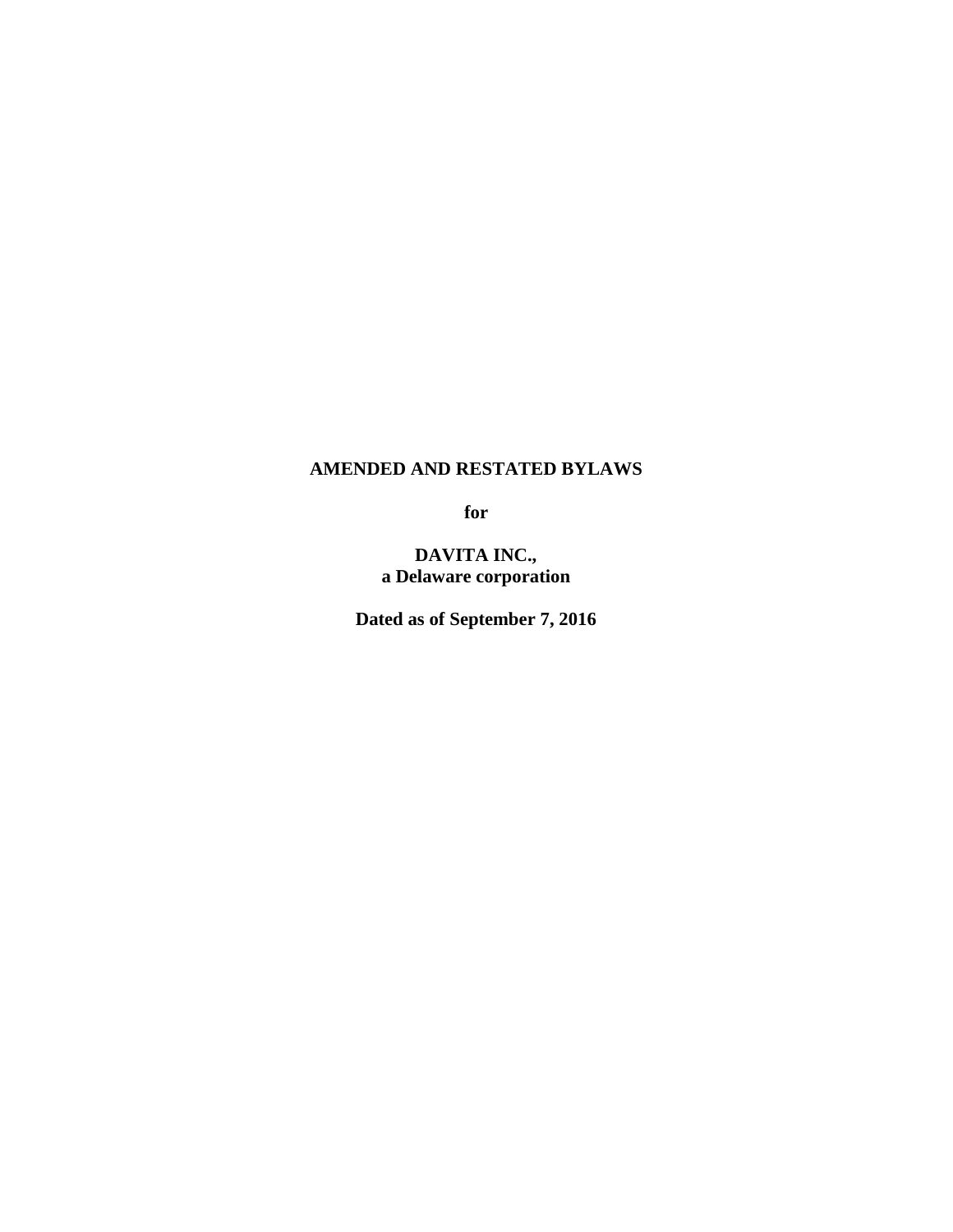**AMENDED AND RESTATED BYLAWS**

**for**

**DAVITA INC.,**
**a Delaware corporation**

**Dated as of September 7, 2016**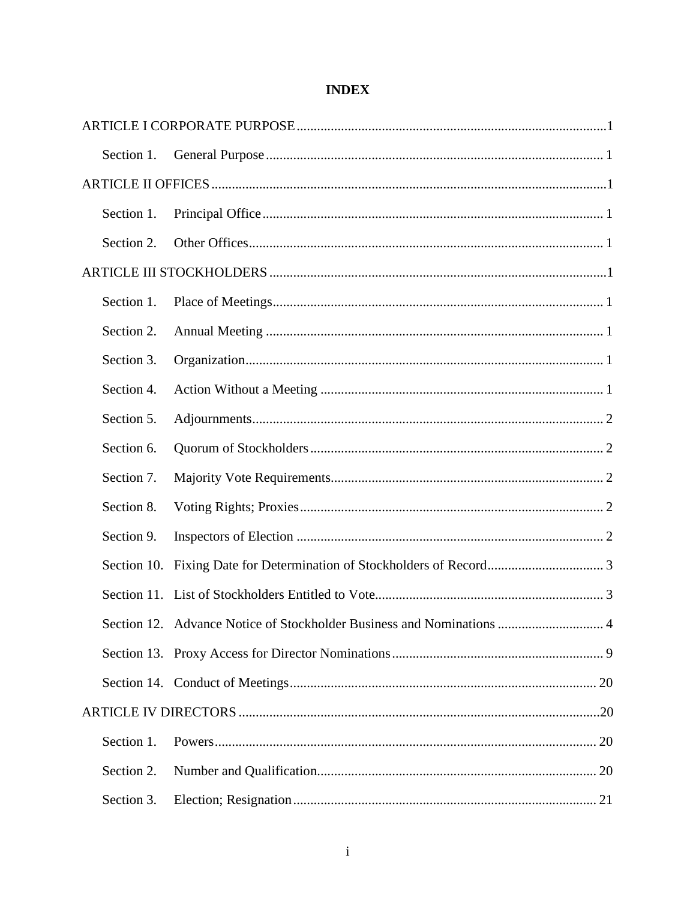# INDEX

| | | |
|---|---|---|
| ARTICLE I CORPORATE PURPOSE | | 1 |
| Section 1. | General Purpose | 1 |
| ARTICLE II OFFICES | | 1 |
| Section 1. | Principal Office | 1 |
| Section 2. | Other Offices | 1 |
| ARTICLE III STOCKHOLDERS | | 1 |
| Section 1. | Place of Meetings | 1 |
| Section 2. | Annual Meeting | 1 |
| Section 3. | Organization | 1 |
| Section 4. | Action Without a Meeting | 1 |
| Section 5. | Adjournments | 2 |
| Section 6. | Quorum of Stockholders | 2 |
| Section 7. | Majority Vote Requirements | 2 |
| Section 8. | Voting Rights; Proxies | 2 |
| Section 9. | Inspectors of Election | 2 |
| Section 10. | Fixing Date for Determination of Stockholders of Record | 3 |
| Section 11. | List of Stockholders Entitled to Vote | 3 |
| Section 12. | Advance Notice of Stockholder Business and Nominations | 4 |
| Section 13. | Proxy Access for Director Nominations | 9 |
| Section 14. | Conduct of Meetings | 20 |
| ARTICLE IV DIRECTORS | | 20 |
| Section 1. | Powers | 20 |
| Section 2. | Number and Qualification | 20 |
| Section 3. | Election; Resignation | 21 |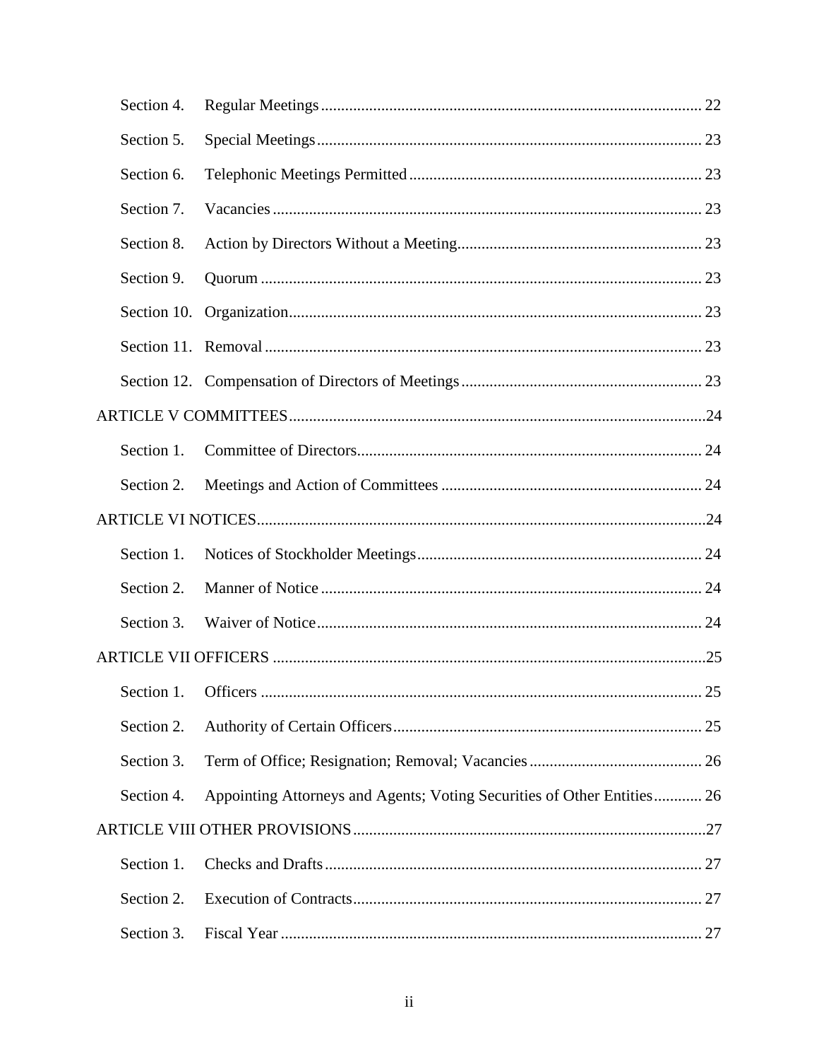| | | |
|---|---|---|
| Section 4. | Regular Meetings | 22 |
| Section 5. | Special Meetings | 23 |
| Section 6. | Telephonic Meetings Permitted | 23 |
| Section 7. | Vacancies | 23 |
| Section 8. | Action by Directors Without a Meeting | 23 |
| Section 9. | Quorum | 23 |
| Section 10. | Organization | 23 |
| Section 11. | Removal | 23 |
| Section 12. | Compensation of Directors of Meetings | 23 |
| ARTICLE V COMMITTEES | | 24 |
| Section 1. | Committee of Directors | 24 |
| Section 2. | Meetings and Action of Committees | 24 |
| ARTICLE VI NOTICES | | 24 |
| Section 1. | Notices of Stockholder Meetings | 24 |
| Section 2. | Manner of Notice | 24 |
| Section 3. | Waiver of Notice | 24 |
| ARTICLE VII OFFICERS | | 25 |
| Section 1. | Officers | 25 |
| Section 2. | Authority of Certain Officers | 25 |
| Section 3. | Term of Office; Resignation; Removal; Vacancies | 26 |
| Section 4. | Appointing Attorneys and Agents; Voting Securities of Other Entities | 26 |
| ARTICLE VIII OTHER PROVISIONS | | 27 |
| Section 1. | Checks and Drafts | 27 |
| Section 2. | Execution of Contracts | 27 |
| Section 3. | Fiscal Year | 27 |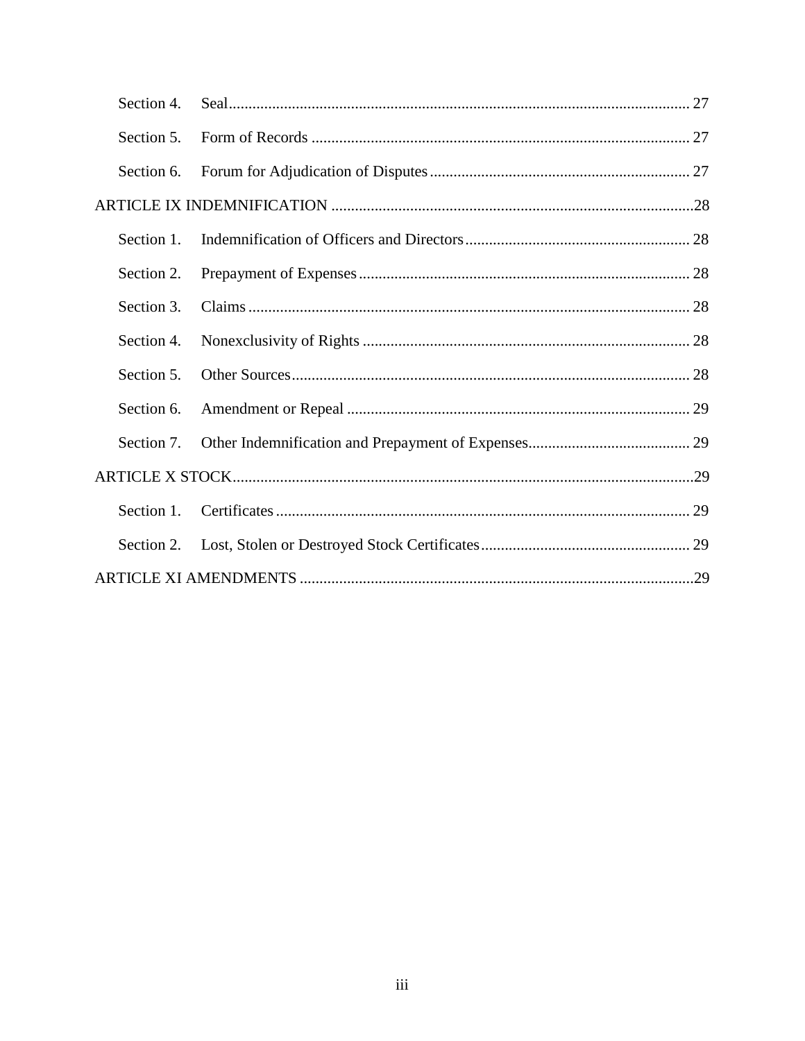| | | |
|---|---|---|
| Section 4. | Seal | 27 |
| Section 5. | Form of Records | 27 |
| Section 6. | Forum for Adjudication of Disputes | 27 |
| ARTICLE IX INDEMNIFICATION | | 28 |
| Section 1. | Indemnification of Officers and Directors | 28 |
| Section 2. | Prepayment of Expenses | 28 |
| Section 3. | Claims | 28 |
| Section 4. | Nonexclusivity of Rights | 28 |
| Section 5. | Other Sources | 28 |
| Section 6. | Amendment or Repeal | 29 |
| Section 7. | Other Indemnification and Prepayment of Expenses | 29 |
| ARTICLE X STOCK | | 29 |
| Section 1. | Certificates | 29 |
| Section 2. | Lost, Stolen or Destroyed Stock Certificates | 29 |
| ARTICLE XI AMENDMENTS | | 29 |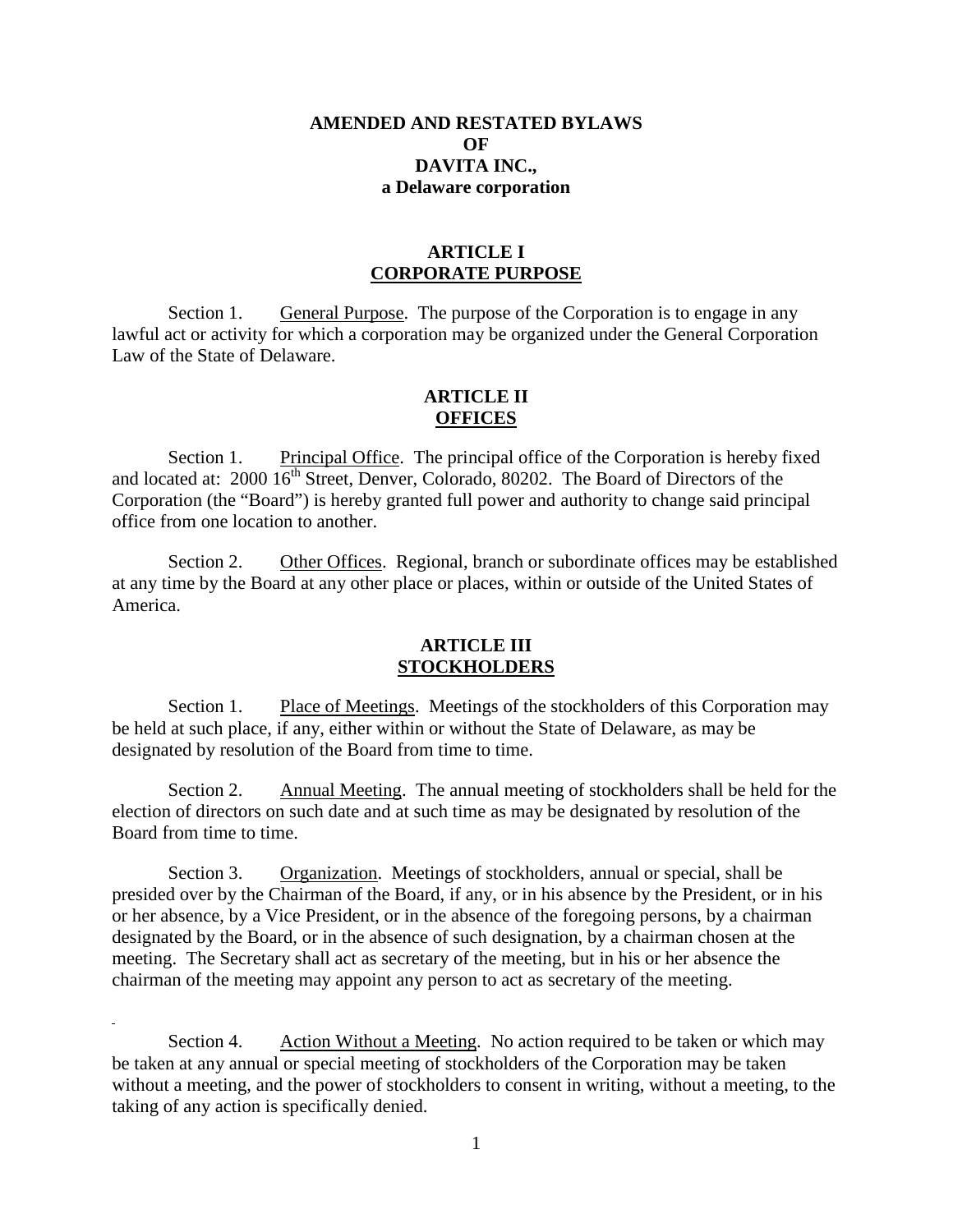# AMENDED AND RESTATED BYLAWS OF DAVITA INC., a Delaware corporation

## ARTICLE I CORPORATE PURPOSE

Section 1. General Purpose. The purpose of the Corporation is to engage in any lawful act or activity for which a corporation may be organized under the General Corporation Law of the State of Delaware.

## ARTICLE II OFFICES

Section 1. Principal Office. The principal office of the Corporation is hereby fixed and located at: 2000 16th Street, Denver, Colorado, 80202. The Board of Directors of the Corporation (the "Board") is hereby granted full power and authority to change said principal office from one location to another.

Section 2. Other Offices. Regional, branch or subordinate offices may be established at any time by the Board at any other place or places, within or outside of the United States of America.

## ARTICLE III STOCKHOLDERS

Section 1. Place of Meetings. Meetings of the stockholders of this Corporation may be held at such place, if any, either within or without the State of Delaware, as may be designated by resolution of the Board from time to time.

Section 2. Annual Meeting. The annual meeting of stockholders shall be held for the election of directors on such date and at such time as may be designated by resolution of the Board from time to time.

Section 3. Organization. Meetings of stockholders, annual or special, shall be presided over by the Chairman of the Board, if any, or in his absence by the President, or in his or her absence, by a Vice President, or in the absence of the foregoing persons, by a chairman designated by the Board, or in the absence of such designation, by a chairman chosen at the meeting. The Secretary shall act as secretary of the meeting, but in his or her absence the chairman of the meeting may appoint any person to act as secretary of the meeting.

Section 4. Action Without a Meeting. No action required to be taken or which may be taken at any annual or special meeting of stockholders of the Corporation may be taken without a meeting, and the power of stockholders to consent in writing, without a meeting, to the taking of any action is specifically denied.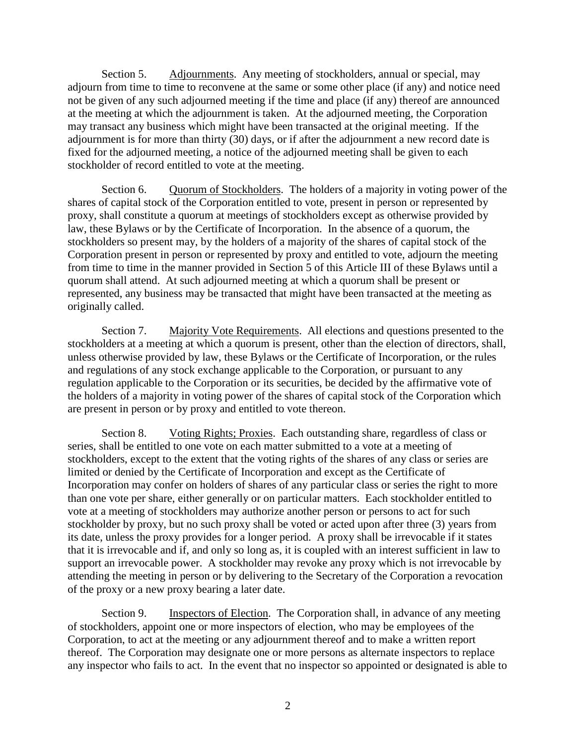Section 5. Adjournments. Any meeting of stockholders, annual or special, may adjourn from time to time to reconvene at the same or some other place (if any) and notice need not be given of any such adjourned meeting if the time and place (if any) thereof are announced at the meeting at which the adjournment is taken. At the adjourned meeting, the Corporation may transact any business which might have been transacted at the original meeting. If the adjournment is for more than thirty (30) days, or if after the adjournment a new record date is fixed for the adjourned meeting, a notice of the adjourned meeting shall be given to each stockholder of record entitled to vote at the meeting.

Section 6. Quorum of Stockholders. The holders of a majority in voting power of the shares of capital stock of the Corporation entitled to vote, present in person or represented by proxy, shall constitute a quorum at meetings of stockholders except as otherwise provided by law, these Bylaws or by the Certificate of Incorporation. In the absence of a quorum, the stockholders so present may, by the holders of a majority of the shares of capital stock of the Corporation present in person or represented by proxy and entitled to vote, adjourn the meeting from time to time in the manner provided in Section 5 of this Article III of these Bylaws until a quorum shall attend. At such adjourned meeting at which a quorum shall be present or represented, any business may be transacted that might have been transacted at the meeting as originally called.

Section 7. Majority Vote Requirements. All elections and questions presented to the stockholders at a meeting at which a quorum is present, other than the election of directors, shall, unless otherwise provided by law, these Bylaws or the Certificate of Incorporation, or the rules and regulations of any stock exchange applicable to the Corporation, or pursuant to any regulation applicable to the Corporation or its securities, be decided by the affirmative vote of the holders of a majority in voting power of the shares of capital stock of the Corporation which are present in person or by proxy and entitled to vote thereon.

Section 8. Voting Rights; Proxies. Each outstanding share, regardless of class or series, shall be entitled to one vote on each matter submitted to a vote at a meeting of stockholders, except to the extent that the voting rights of the shares of any class or series are limited or denied by the Certificate of Incorporation and except as the Certificate of Incorporation may confer on holders of shares of any particular class or series the right to more than one vote per share, either generally or on particular matters. Each stockholder entitled to vote at a meeting of stockholders may authorize another person or persons to act for such stockholder by proxy, but no such proxy shall be voted or acted upon after three (3) years from its date, unless the proxy provides for a longer period. A proxy shall be irrevocable if it states that it is irrevocable and if, and only so long as, it is coupled with an interest sufficient in law to support an irrevocable power. A stockholder may revoke any proxy which is not irrevocable by attending the meeting in person or by delivering to the Secretary of the Corporation a revocation of the proxy or a new proxy bearing a later date.

Section 9. Inspectors of Election. The Corporation shall, in advance of any meeting of stockholders, appoint one or more inspectors of election, who may be employees of the Corporation, to act at the meeting or any adjournment thereof and to make a written report thereof. The Corporation may designate one or more persons as alternate inspectors to replace any inspector who fails to act. In the event that no inspector so appointed or designated is able to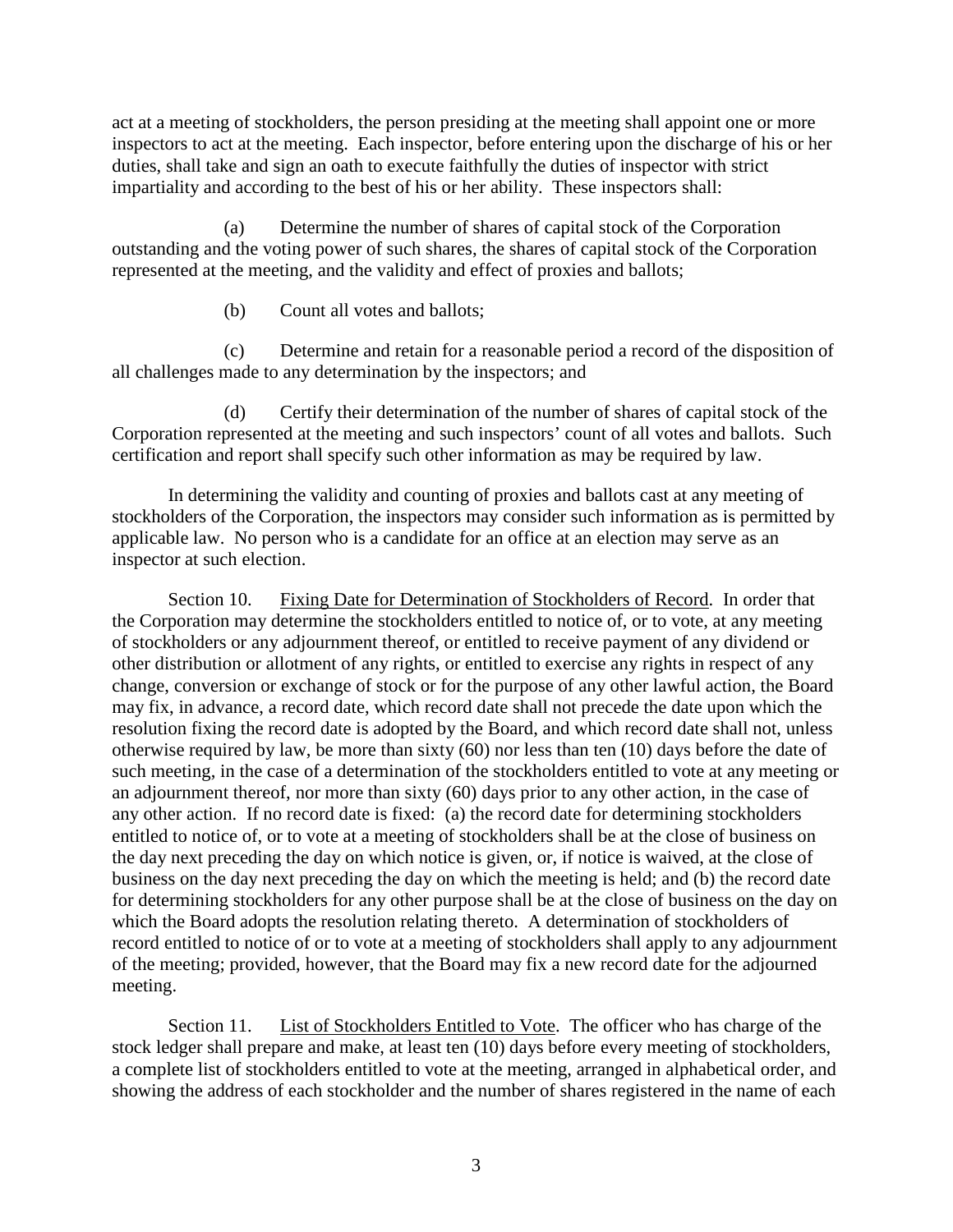act at a meeting of stockholders, the person presiding at the meeting shall appoint one or more inspectors to act at the meeting. Each inspector, before entering upon the discharge of his or her duties, shall take and sign an oath to execute faithfully the duties of inspector with strict impartiality and according to the best of his or her ability. These inspectors shall:

(a) Determine the number of shares of capital stock of the Corporation outstanding and the voting power of such shares, the shares of capital stock of the Corporation represented at the meeting, and the validity and effect of proxies and ballots;

(b) Count all votes and ballots;

(c) Determine and retain for a reasonable period a record of the disposition of all challenges made to any determination by the inspectors; and

(d) Certify their determination of the number of shares of capital stock of the Corporation represented at the meeting and such inspectors' count of all votes and ballots. Such certification and report shall specify such other information as may be required by law.

In determining the validity and counting of proxies and ballots cast at any meeting of stockholders of the Corporation, the inspectors may consider such information as is permitted by applicable law. No person who is a candidate for an office at an election may serve as an inspector at such election.

Section 10. Fixing Date for Determination of Stockholders of Record. In order that the Corporation may determine the stockholders entitled to notice of, or to vote, at any meeting of stockholders or any adjournment thereof, or entitled to receive payment of any dividend or other distribution or allotment of any rights, or entitled to exercise any rights in respect of any change, conversion or exchange of stock or for the purpose of any other lawful action, the Board may fix, in advance, a record date, which record date shall not precede the date upon which the resolution fixing the record date is adopted by the Board, and which record date shall not, unless otherwise required by law, be more than sixty (60) nor less than ten (10) days before the date of such meeting, in the case of a determination of the stockholders entitled to vote at any meeting or an adjournment thereof, nor more than sixty (60) days prior to any other action, in the case of any other action. If no record date is fixed: (a) the record date for determining stockholders entitled to notice of, or to vote at a meeting of stockholders shall be at the close of business on the day next preceding the day on which notice is given, or, if notice is waived, at the close of business on the day next preceding the day on which the meeting is held; and (b) the record date for determining stockholders for any other purpose shall be at the close of business on the day on which the Board adopts the resolution relating thereto. A determination of stockholders of record entitled to notice of or to vote at a meeting of stockholders shall apply to any adjournment of the meeting; provided, however, that the Board may fix a new record date for the adjourned meeting.

Section 11. List of Stockholders Entitled to Vote. The officer who has charge of the stock ledger shall prepare and make, at least ten (10) days before every meeting of stockholders, a complete list of stockholders entitled to vote at the meeting, arranged in alphabetical order, and showing the address of each stockholder and the number of shares registered in the name of each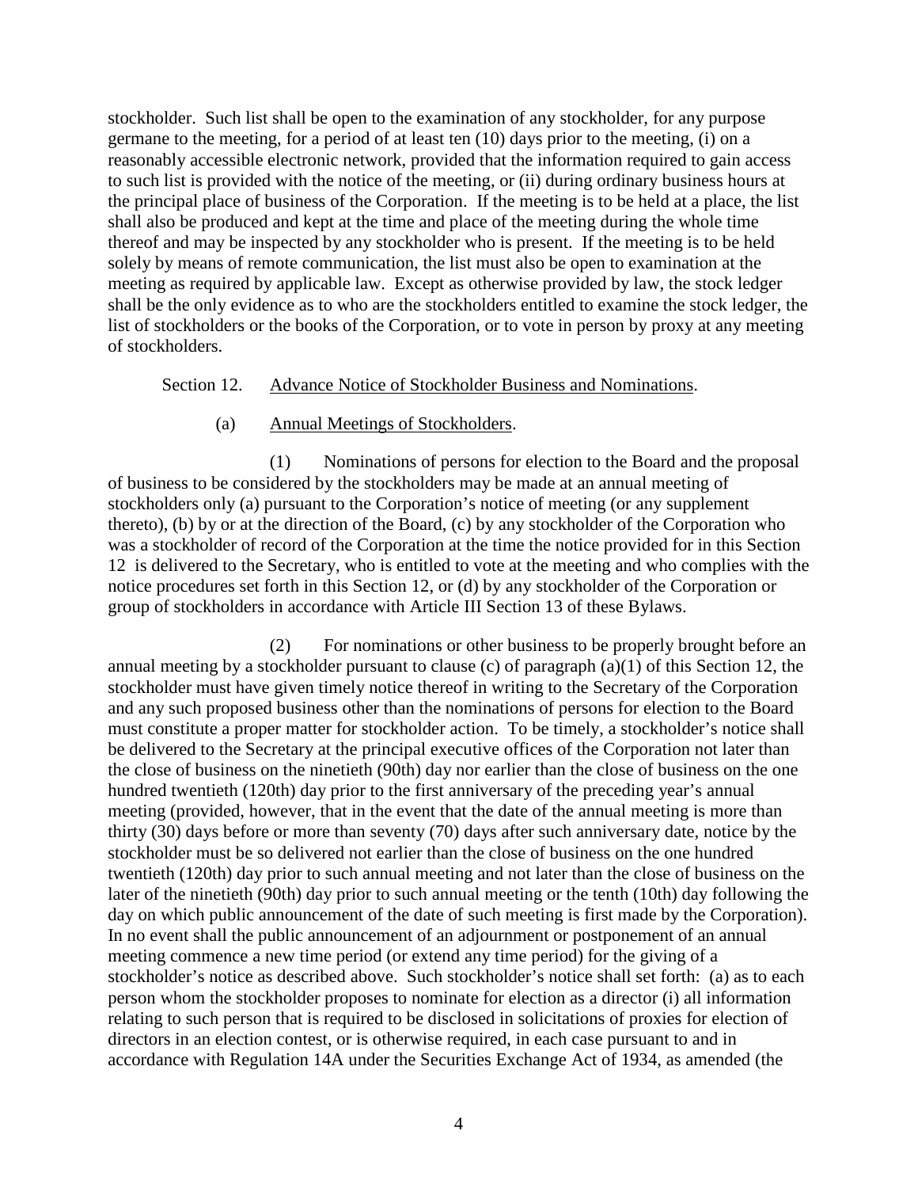stockholder. Such list shall be open to the examination of any stockholder, for any purpose germane to the meeting, for a period of at least ten (10) days prior to the meeting, (i) on a reasonably accessible electronic network, provided that the information required to gain access to such list is provided with the notice of the meeting, or (ii) during ordinary business hours at the principal place of business of the Corporation. If the meeting is to be held at a place, the list shall also be produced and kept at the time and place of the meeting during the whole time thereof and may be inspected by any stockholder who is present. If the meeting is to be held solely by means of remote communication, the list must also be open to examination at the meeting as required by applicable law. Except as otherwise provided by law, the stock ledger shall be the only evidence as to who are the stockholders entitled to examine the stock ledger, the list of stockholders or the books of the Corporation, or to vote in person by proxy at any meeting of stockholders.

Section 12. Advance Notice of Stockholder Business and Nominations.

(a) Annual Meetings of Stockholders.

(1) Nominations of persons for election to the Board and the proposal of business to be considered by the stockholders may be made at an annual meeting of stockholders only (a) pursuant to the Corporation's notice of meeting (or any supplement thereto), (b) by or at the direction of the Board, (c) by any stockholder of the Corporation who was a stockholder of record of the Corporation at the time the notice provided for in this Section 12 is delivered to the Secretary, who is entitled to vote at the meeting and who complies with the notice procedures set forth in this Section 12, or (d) by any stockholder of the Corporation or group of stockholders in accordance with Article III Section 13 of these Bylaws.

(2) For nominations or other business to be properly brought before an annual meeting by a stockholder pursuant to clause (c) of paragraph (a)(1) of this Section 12, the stockholder must have given timely notice thereof in writing to the Secretary of the Corporation and any such proposed business other than the nominations of persons for election to the Board must constitute a proper matter for stockholder action. To be timely, a stockholder's notice shall be delivered to the Secretary at the principal executive offices of the Corporation not later than the close of business on the ninetieth (90th) day nor earlier than the close of business on the one hundred twentieth (120th) day prior to the first anniversary of the preceding year's annual meeting (provided, however, that in the event that the date of the annual meeting is more than thirty (30) days before or more than seventy (70) days after such anniversary date, notice by the stockholder must be so delivered not earlier than the close of business on the one hundred twentieth (120th) day prior to such annual meeting and not later than the close of business on the later of the ninetieth (90th) day prior to such annual meeting or the tenth (10th) day following the day on which public announcement of the date of such meeting is first made by the Corporation). In no event shall the public announcement of an adjournment or postponement of an annual meeting commence a new time period (or extend any time period) for the giving of a stockholder's notice as described above. Such stockholder's notice shall set forth: (a) as to each person whom the stockholder proposes to nominate for election as a director (i) all information relating to such person that is required to be disclosed in solicitations of proxies for election of directors in an election contest, or is otherwise required, in each case pursuant to and in accordance with Regulation 14A under the Securities Exchange Act of 1934, as amended (the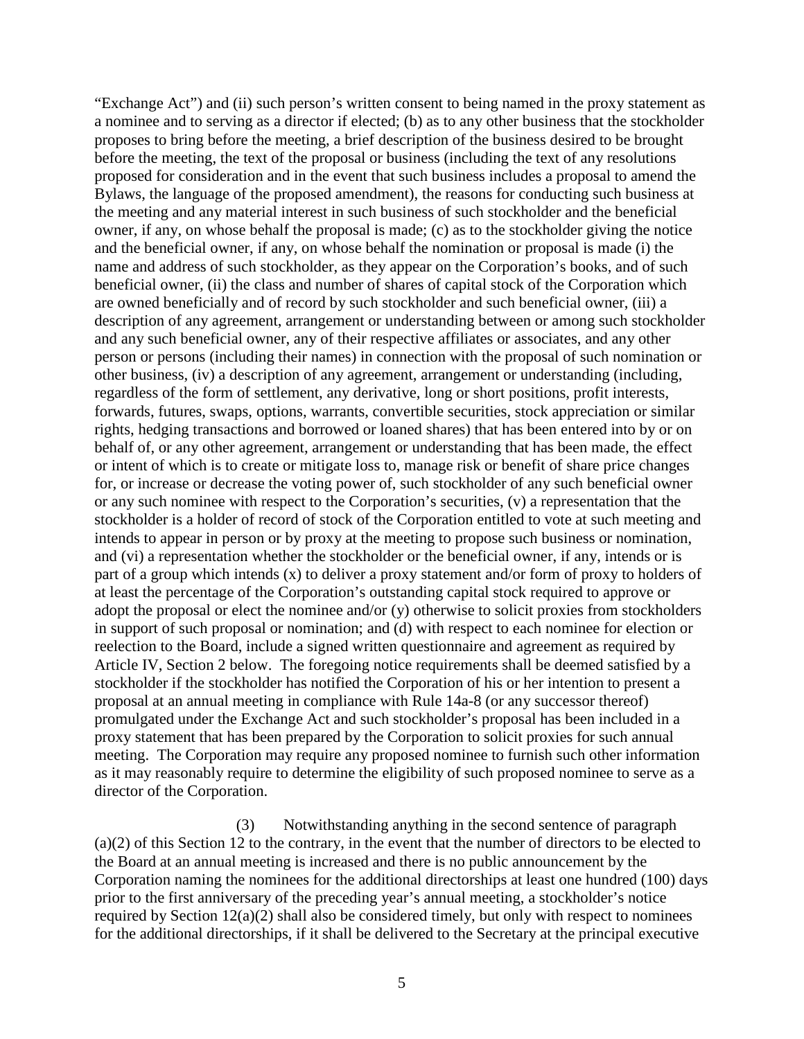"Exchange Act") and (ii) such person's written consent to being named in the proxy statement as a nominee and to serving as a director if elected; (b) as to any other business that the stockholder proposes to bring before the meeting, a brief description of the business desired to be brought before the meeting, the text of the proposal or business (including the text of any resolutions proposed for consideration and in the event that such business includes a proposal to amend the Bylaws, the language of the proposed amendment), the reasons for conducting such business at the meeting and any material interest in such business of such stockholder and the beneficial owner, if any, on whose behalf the proposal is made; (c) as to the stockholder giving the notice and the beneficial owner, if any, on whose behalf the nomination or proposal is made (i) the name and address of such stockholder, as they appear on the Corporation's books, and of such beneficial owner, (ii) the class and number of shares of capital stock of the Corporation which are owned beneficially and of record by such stockholder and such beneficial owner, (iii) a description of any agreement, arrangement or understanding between or among such stockholder and any such beneficial owner, any of their respective affiliates or associates, and any other person or persons (including their names) in connection with the proposal of such nomination or other business, (iv) a description of any agreement, arrangement or understanding (including, regardless of the form of settlement, any derivative, long or short positions, profit interests, forwards, futures, swaps, options, warrants, convertible securities, stock appreciation or similar rights, hedging transactions and borrowed or loaned shares) that has been entered into by or on behalf of, or any other agreement, arrangement or understanding that has been made, the effect or intent of which is to create or mitigate loss to, manage risk or benefit of share price changes for, or increase or decrease the voting power of, such stockholder of any such beneficial owner or any such nominee with respect to the Corporation's securities, (v) a representation that the stockholder is a holder of record of stock of the Corporation entitled to vote at such meeting and intends to appear in person or by proxy at the meeting to propose such business or nomination, and (vi) a representation whether the stockholder or the beneficial owner, if any, intends or is part of a group which intends (x) to deliver a proxy statement and/or form of proxy to holders of at least the percentage of the Corporation's outstanding capital stock required to approve or adopt the proposal or elect the nominee and/or (y) otherwise to solicit proxies from stockholders in support of such proposal or nomination; and (d) with respect to each nominee for election or reelection to the Board, include a signed written questionnaire and agreement as required by Article IV, Section 2 below. The foregoing notice requirements shall be deemed satisfied by a stockholder if the stockholder has notified the Corporation of his or her intention to present a proposal at an annual meeting in compliance with Rule 14a-8 (or any successor thereof) promulgated under the Exchange Act and such stockholder's proposal has been included in a proxy statement that has been prepared by the Corporation to solicit proxies for such annual meeting. The Corporation may require any proposed nominee to furnish such other information as it may reasonably require to determine the eligibility of such proposed nominee to serve as a director of the Corporation.

(3) Notwithstanding anything in the second sentence of paragraph (a)(2) of this Section 12 to the contrary, in the event that the number of directors to be elected to the Board at an annual meeting is increased and there is no public announcement by the Corporation naming the nominees for the additional directorships at least one hundred (100) days prior to the first anniversary of the preceding year's annual meeting, a stockholder's notice required by Section 12(a)(2) shall also be considered timely, but only with respect to nominees for the additional directorships, if it shall be delivered to the Secretary at the principal executive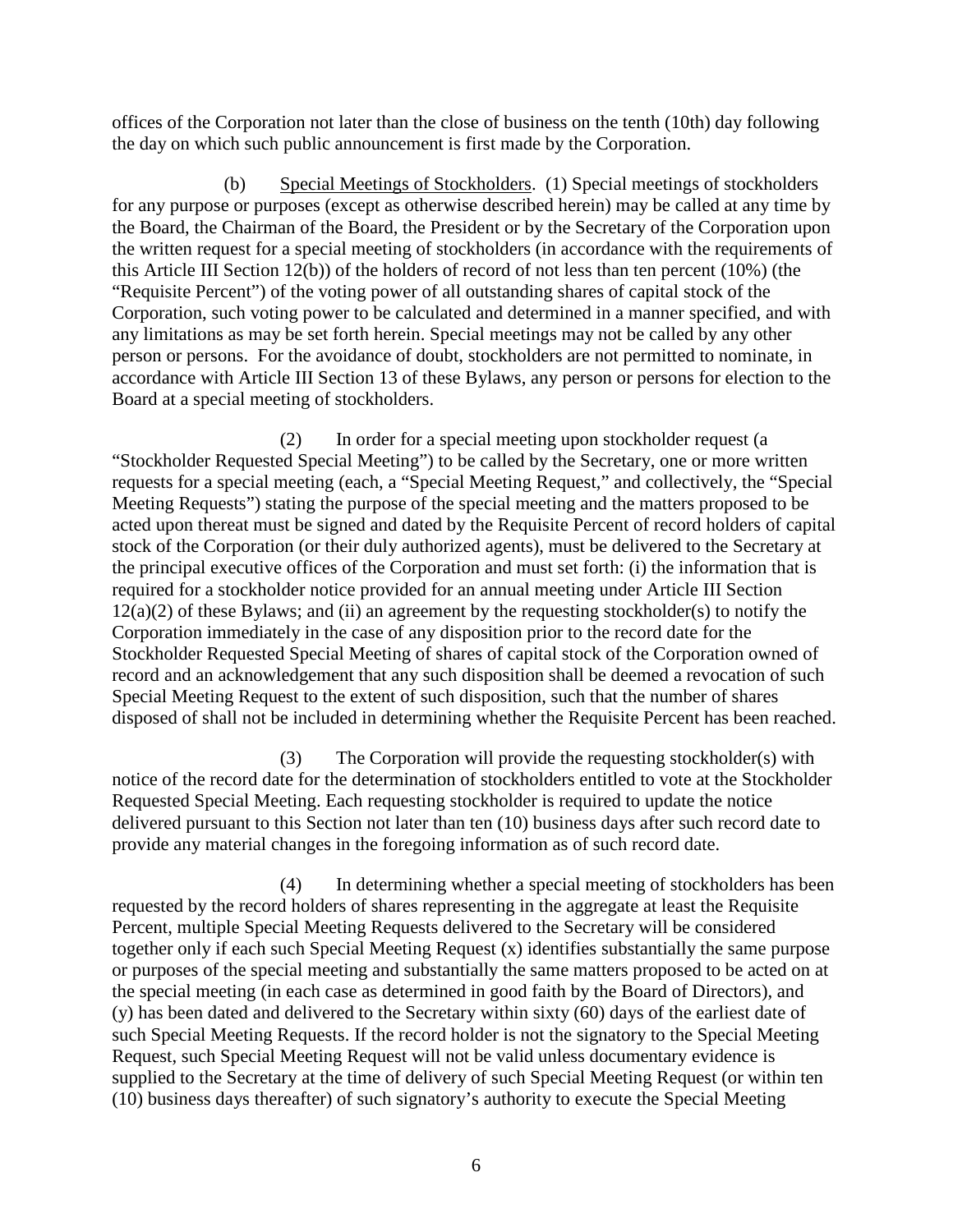offices of the Corporation not later than the close of business on the tenth (10th) day following the day on which such public announcement is first made by the Corporation.

(b) Special Meetings of Stockholders. (1) Special meetings of stockholders for any purpose or purposes (except as otherwise described herein) may be called at any time by the Board, the Chairman of the Board, the President or by the Secretary of the Corporation upon the written request for a special meeting of stockholders (in accordance with the requirements of this Article III Section 12(b)) of the holders of record of not less than ten percent (10%) (the "Requisite Percent") of the voting power of all outstanding shares of capital stock of the Corporation, such voting power to be calculated and determined in a manner specified, and with any limitations as may be set forth herein. Special meetings may not be called by any other person or persons. For the avoidance of doubt, stockholders are not permitted to nominate, in accordance with Article III Section 13 of these Bylaws, any person or persons for election to the Board at a special meeting of stockholders.

(2) In order for a special meeting upon stockholder request (a "Stockholder Requested Special Meeting") to be called by the Secretary, one or more written requests for a special meeting (each, a "Special Meeting Request," and collectively, the "Special Meeting Requests") stating the purpose of the special meeting and the matters proposed to be acted upon thereat must be signed and dated by the Requisite Percent of record holders of capital stock of the Corporation (or their duly authorized agents), must be delivered to the Secretary at the principal executive offices of the Corporation and must set forth: (i) the information that is required for a stockholder notice provided for an annual meeting under Article III Section 12(a)(2) of these Bylaws; and (ii) an agreement by the requesting stockholder(s) to notify the Corporation immediately in the case of any disposition prior to the record date for the Stockholder Requested Special Meeting of shares of capital stock of the Corporation owned of record and an acknowledgement that any such disposition shall be deemed a revocation of such Special Meeting Request to the extent of such disposition, such that the number of shares disposed of shall not be included in determining whether the Requisite Percent has been reached.

(3) The Corporation will provide the requesting stockholder(s) with notice of the record date for the determination of stockholders entitled to vote at the Stockholder Requested Special Meeting. Each requesting stockholder is required to update the notice delivered pursuant to this Section not later than ten (10) business days after such record date to provide any material changes in the foregoing information as of such record date.

(4) In determining whether a special meeting of stockholders has been requested by the record holders of shares representing in the aggregate at least the Requisite Percent, multiple Special Meeting Requests delivered to the Secretary will be considered together only if each such Special Meeting Request (x) identifies substantially the same purpose or purposes of the special meeting and substantially the same matters proposed to be acted on at the special meeting (in each case as determined in good faith by the Board of Directors), and (y) has been dated and delivered to the Secretary within sixty (60) days of the earliest date of such Special Meeting Requests. If the record holder is not the signatory to the Special Meeting Request, such Special Meeting Request will not be valid unless documentary evidence is supplied to the Secretary at the time of delivery of such Special Meeting Request (or within ten (10) business days thereafter) of such signatory's authority to execute the Special Meeting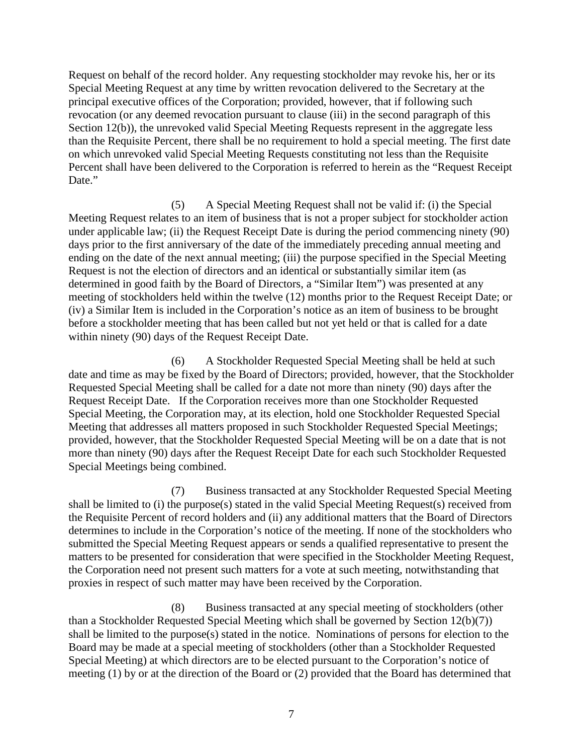Request on behalf of the record holder. Any requesting stockholder may revoke his, her or its Special Meeting Request at any time by written revocation delivered to the Secretary at the principal executive offices of the Corporation; provided, however, that if following such revocation (or any deemed revocation pursuant to clause (iii) in the second paragraph of this Section 12(b)), the unrevoked valid Special Meeting Requests represent in the aggregate less than the Requisite Percent, there shall be no requirement to hold a special meeting. The first date on which unrevoked valid Special Meeting Requests constituting not less than the Requisite Percent shall have been delivered to the Corporation is referred to herein as the "Request Receipt Date."

(5) A Special Meeting Request shall not be valid if: (i) the Special Meeting Request relates to an item of business that is not a proper subject for stockholder action under applicable law; (ii) the Request Receipt Date is during the period commencing ninety (90) days prior to the first anniversary of the date of the immediately preceding annual meeting and ending on the date of the next annual meeting; (iii) the purpose specified in the Special Meeting Request is not the election of directors and an identical or substantially similar item (as determined in good faith by the Board of Directors, a "Similar Item") was presented at any meeting of stockholders held within the twelve (12) months prior to the Request Receipt Date; or (iv) a Similar Item is included in the Corporation's notice as an item of business to be brought before a stockholder meeting that has been called but not yet held or that is called for a date within ninety (90) days of the Request Receipt Date.

(6) A Stockholder Requested Special Meeting shall be held at such date and time as may be fixed by the Board of Directors; provided, however, that the Stockholder Requested Special Meeting shall be called for a date not more than ninety (90) days after the Request Receipt Date. If the Corporation receives more than one Stockholder Requested Special Meeting, the Corporation may, at its election, hold one Stockholder Requested Special Meeting that addresses all matters proposed in such Stockholder Requested Special Meetings; provided, however, that the Stockholder Requested Special Meeting will be on a date that is not more than ninety (90) days after the Request Receipt Date for each such Stockholder Requested Special Meetings being combined.

(7) Business transacted at any Stockholder Requested Special Meeting shall be limited to (i) the purpose(s) stated in the valid Special Meeting Request(s) received from the Requisite Percent of record holders and (ii) any additional matters that the Board of Directors determines to include in the Corporation's notice of the meeting. If none of the stockholders who submitted the Special Meeting Request appears or sends a qualified representative to present the matters to be presented for consideration that were specified in the Stockholder Meeting Request, the Corporation need not present such matters for a vote at such meeting, notwithstanding that proxies in respect of such matter may have been received by the Corporation.

(8) Business transacted at any special meeting of stockholders (other than a Stockholder Requested Special Meeting which shall be governed by Section 12(b)(7)) shall be limited to the purpose(s) stated in the notice. Nominations of persons for election to the Board may be made at a special meeting of stockholders (other than a Stockholder Requested Special Meeting) at which directors are to be elected pursuant to the Corporation's notice of meeting (1) by or at the direction of the Board or (2) provided that the Board has determined that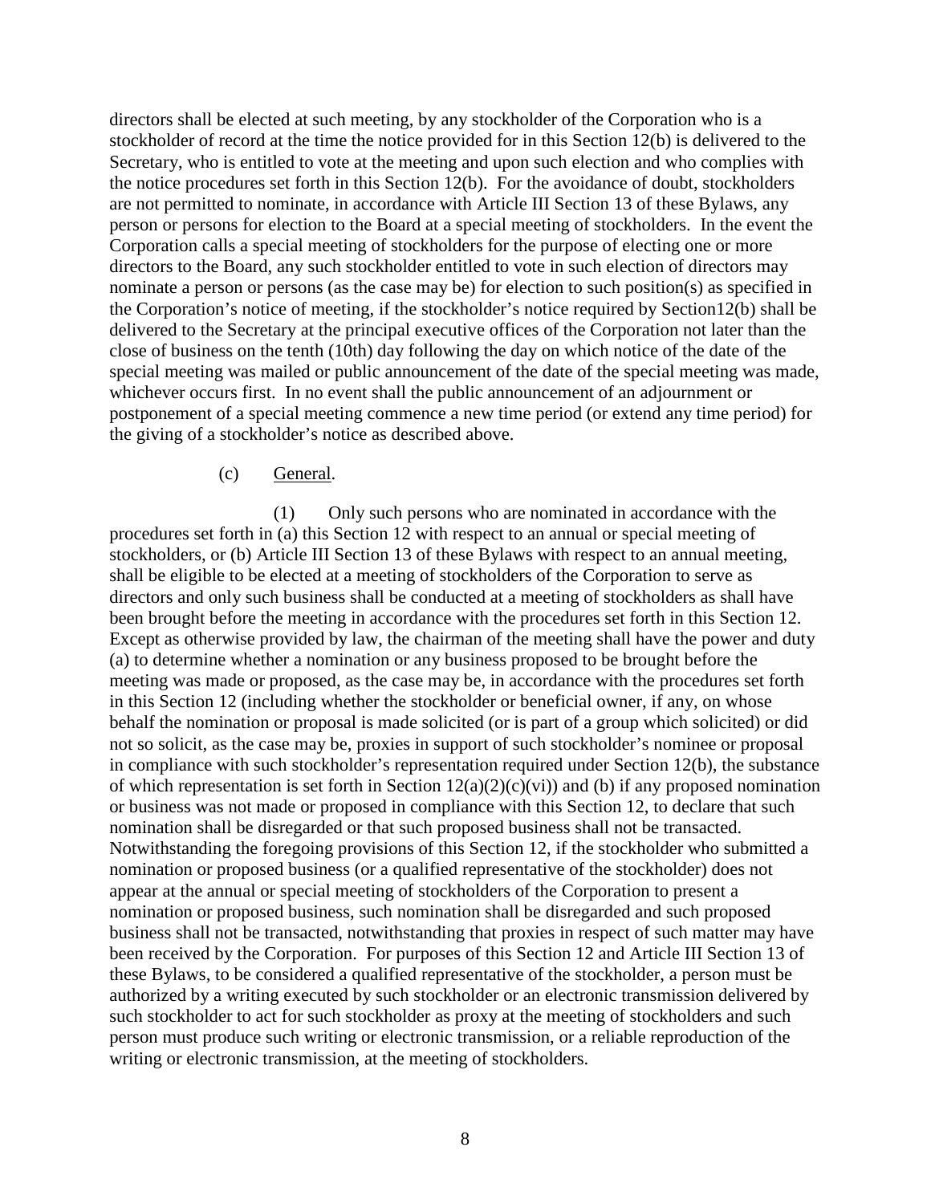directors shall be elected at such meeting, by any stockholder of the Corporation who is a stockholder of record at the time the notice provided for in this Section 12(b) is delivered to the Secretary, who is entitled to vote at the meeting and upon such election and who complies with the notice procedures set forth in this Section 12(b). For the avoidance of doubt, stockholders are not permitted to nominate, in accordance with Article III Section 13 of these Bylaws, any person or persons for election to the Board at a special meeting of stockholders. In the event the Corporation calls a special meeting of stockholders for the purpose of electing one or more directors to the Board, any such stockholder entitled to vote in such election of directors may nominate a person or persons (as the case may be) for election to such position(s) as specified in the Corporation's notice of meeting, if the stockholder's notice required by Section12(b) shall be delivered to the Secretary at the principal executive offices of the Corporation not later than the close of business on the tenth (10th) day following the day on which notice of the date of the special meeting was mailed or public announcement of the date of the special meeting was made, whichever occurs first. In no event shall the public announcement of an adjournment or postponement of a special meeting commence a new time period (or extend any time period) for the giving of a stockholder's notice as described above.

(c) General.

(1) Only such persons who are nominated in accordance with the procedures set forth in (a) this Section 12 with respect to an annual or special meeting of stockholders, or (b) Article III Section 13 of these Bylaws with respect to an annual meeting, shall be eligible to be elected at a meeting of stockholders of the Corporation to serve as directors and only such business shall be conducted at a meeting of stockholders as shall have been brought before the meeting in accordance with the procedures set forth in this Section 12. Except as otherwise provided by law, the chairman of the meeting shall have the power and duty (a) to determine whether a nomination or any business proposed to be brought before the meeting was made or proposed, as the case may be, in accordance with the procedures set forth in this Section 12 (including whether the stockholder or beneficial owner, if any, on whose behalf the nomination or proposal is made solicited (or is part of a group which solicited) or did not so solicit, as the case may be, proxies in support of such stockholder's nominee or proposal in compliance with such stockholder's representation required under Section 12(b), the substance of which representation is set forth in Section 12(a)(2)(c)(vi)) and (b) if any proposed nomination or business was not made or proposed in compliance with this Section 12, to declare that such nomination shall be disregarded or that such proposed business shall not be transacted. Notwithstanding the foregoing provisions of this Section 12, if the stockholder who submitted a nomination or proposed business (or a qualified representative of the stockholder) does not appear at the annual or special meeting of stockholders of the Corporation to present a nomination or proposed business, such nomination shall be disregarded and such proposed business shall not be transacted, notwithstanding that proxies in respect of such matter may have been received by the Corporation. For purposes of this Section 12 and Article III Section 13 of these Bylaws, to be considered a qualified representative of the stockholder, a person must be authorized by a writing executed by such stockholder or an electronic transmission delivered by such stockholder to act for such stockholder as proxy at the meeting of stockholders and such person must produce such writing or electronic transmission, or a reliable reproduction of the writing or electronic transmission, at the meeting of stockholders.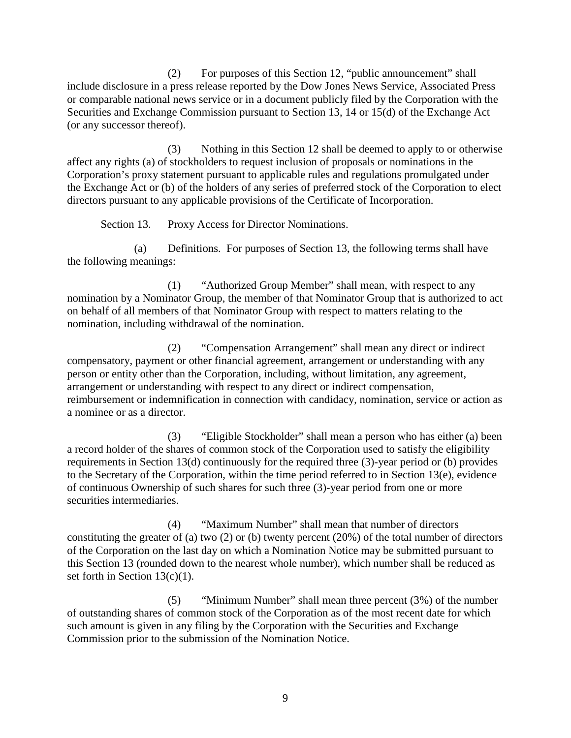(2) For purposes of this Section 12, "public announcement" shall include disclosure in a press release reported by the Dow Jones News Service, Associated Press or comparable national news service or in a document publicly filed by the Corporation with the Securities and Exchange Commission pursuant to Section 13, 14 or 15(d) of the Exchange Act (or any successor thereof).

(3) Nothing in this Section 12 shall be deemed to apply to or otherwise affect any rights (a) of stockholders to request inclusion of proposals or nominations in the Corporation's proxy statement pursuant to applicable rules and regulations promulgated under the Exchange Act or (b) of the holders of any series of preferred stock of the Corporation to elect directors pursuant to any applicable provisions of the Certificate of Incorporation.

Section 13. Proxy Access for Director Nominations.

(a) Definitions. For purposes of Section 13, the following terms shall have the following meanings:

(1) "Authorized Group Member" shall mean, with respect to any nomination by a Nominator Group, the member of that Nominator Group that is authorized to act on behalf of all members of that Nominator Group with respect to matters relating to the nomination, including withdrawal of the nomination.

(2) "Compensation Arrangement" shall mean any direct or indirect compensatory, payment or other financial agreement, arrangement or understanding with any person or entity other than the Corporation, including, without limitation, any agreement, arrangement or understanding with respect to any direct or indirect compensation, reimbursement or indemnification in connection with candidacy, nomination, service or action as a nominee or as a director.

(3) "Eligible Stockholder" shall mean a person who has either (a) been a record holder of the shares of common stock of the Corporation used to satisfy the eligibility requirements in Section 13(d) continuously for the required three (3)-year period or (b) provides to the Secretary of the Corporation, within the time period referred to in Section 13(e), evidence of continuous Ownership of such shares for such three (3)-year period from one or more securities intermediaries.

(4) "Maximum Number" shall mean that number of directors constituting the greater of (a) two (2) or (b) twenty percent (20%) of the total number of directors of the Corporation on the last day on which a Nomination Notice may be submitted pursuant to this Section 13 (rounded down to the nearest whole number), which number shall be reduced as set forth in Section 13(c)(1).

(5) "Minimum Number" shall mean three percent (3%) of the number of outstanding shares of common stock of the Corporation as of the most recent date for which such amount is given in any filing by the Corporation with the Securities and Exchange Commission prior to the submission of the Nomination Notice.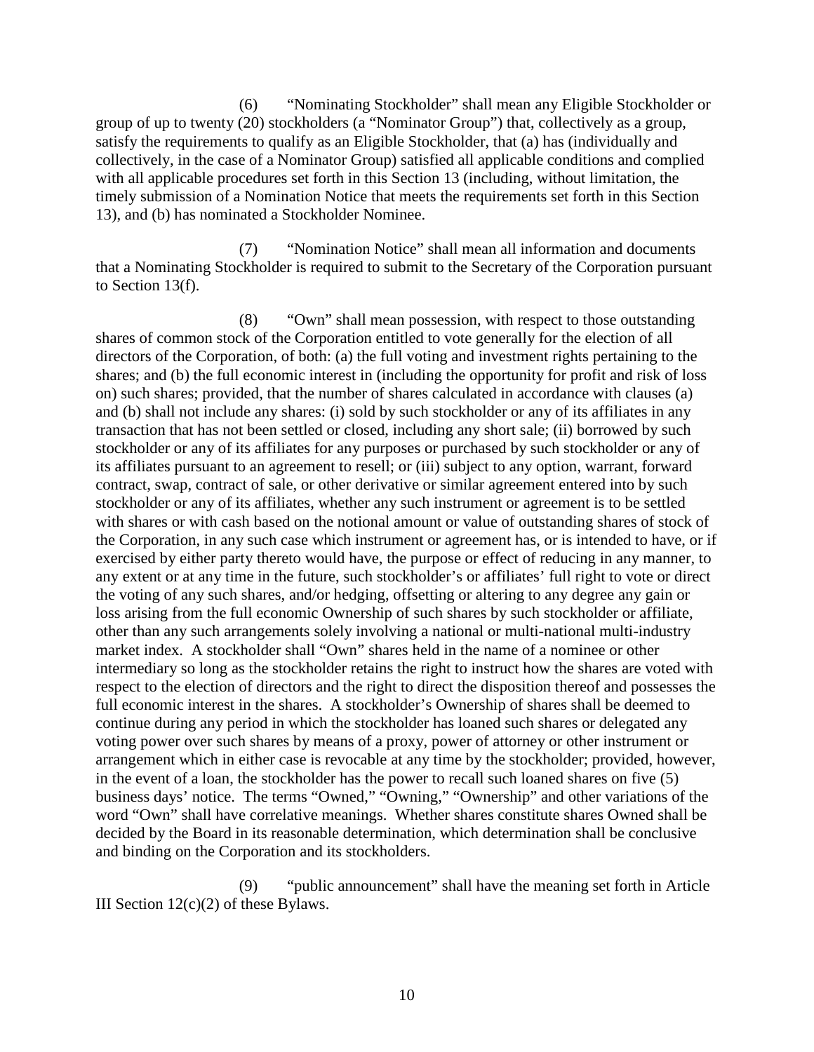(6) "Nominating Stockholder" shall mean any Eligible Stockholder or group of up to twenty (20) stockholders (a "Nominator Group") that, collectively as a group, satisfy the requirements to qualify as an Eligible Stockholder, that (a) has (individually and collectively, in the case of a Nominator Group) satisfied all applicable conditions and complied with all applicable procedures set forth in this Section 13 (including, without limitation, the timely submission of a Nomination Notice that meets the requirements set forth in this Section 13), and (b) has nominated a Stockholder Nominee.

(7) "Nomination Notice" shall mean all information and documents that a Nominating Stockholder is required to submit to the Secretary of the Corporation pursuant to Section 13(f).

(8) "Own" shall mean possession, with respect to those outstanding shares of common stock of the Corporation entitled to vote generally for the election of all directors of the Corporation, of both: (a) the full voting and investment rights pertaining to the shares; and (b) the full economic interest in (including the opportunity for profit and risk of loss on) such shares; provided, that the number of shares calculated in accordance with clauses (a) and (b) shall not include any shares: (i) sold by such stockholder or any of its affiliates in any transaction that has not been settled or closed, including any short sale; (ii) borrowed by such stockholder or any of its affiliates for any purposes or purchased by such stockholder or any of its affiliates pursuant to an agreement to resell; or (iii) subject to any option, warrant, forward contract, swap, contract of sale, or other derivative or similar agreement entered into by such stockholder or any of its affiliates, whether any such instrument or agreement is to be settled with shares or with cash based on the notional amount or value of outstanding shares of stock of the Corporation, in any such case which instrument or agreement has, or is intended to have, or if exercised by either party thereto would have, the purpose or effect of reducing in any manner, to any extent or at any time in the future, such stockholder's or affiliates' full right to vote or direct the voting of any such shares, and/or hedging, offsetting or altering to any degree any gain or loss arising from the full economic Ownership of such shares by such stockholder or affiliate, other than any such arrangements solely involving a national or multi-national multi-industry market index. A stockholder shall "Own" shares held in the name of a nominee or other intermediary so long as the stockholder retains the right to instruct how the shares are voted with respect to the election of directors and the right to direct the disposition thereof and possesses the full economic interest in the shares. A stockholder's Ownership of shares shall be deemed to continue during any period in which the stockholder has loaned such shares or delegated any voting power over such shares by means of a proxy, power of attorney or other instrument or arrangement which in either case is revocable at any time by the stockholder; provided, however, in the event of a loan, the stockholder has the power to recall such loaned shares on five (5) business days' notice. The terms "Owned," "Owning," "Ownership" and other variations of the word "Own" shall have correlative meanings. Whether shares constitute shares Owned shall be decided by the Board in its reasonable determination, which determination shall be conclusive and binding on the Corporation and its stockholders.

(9) "public announcement" shall have the meaning set forth in Article III Section 12(c)(2) of these Bylaws.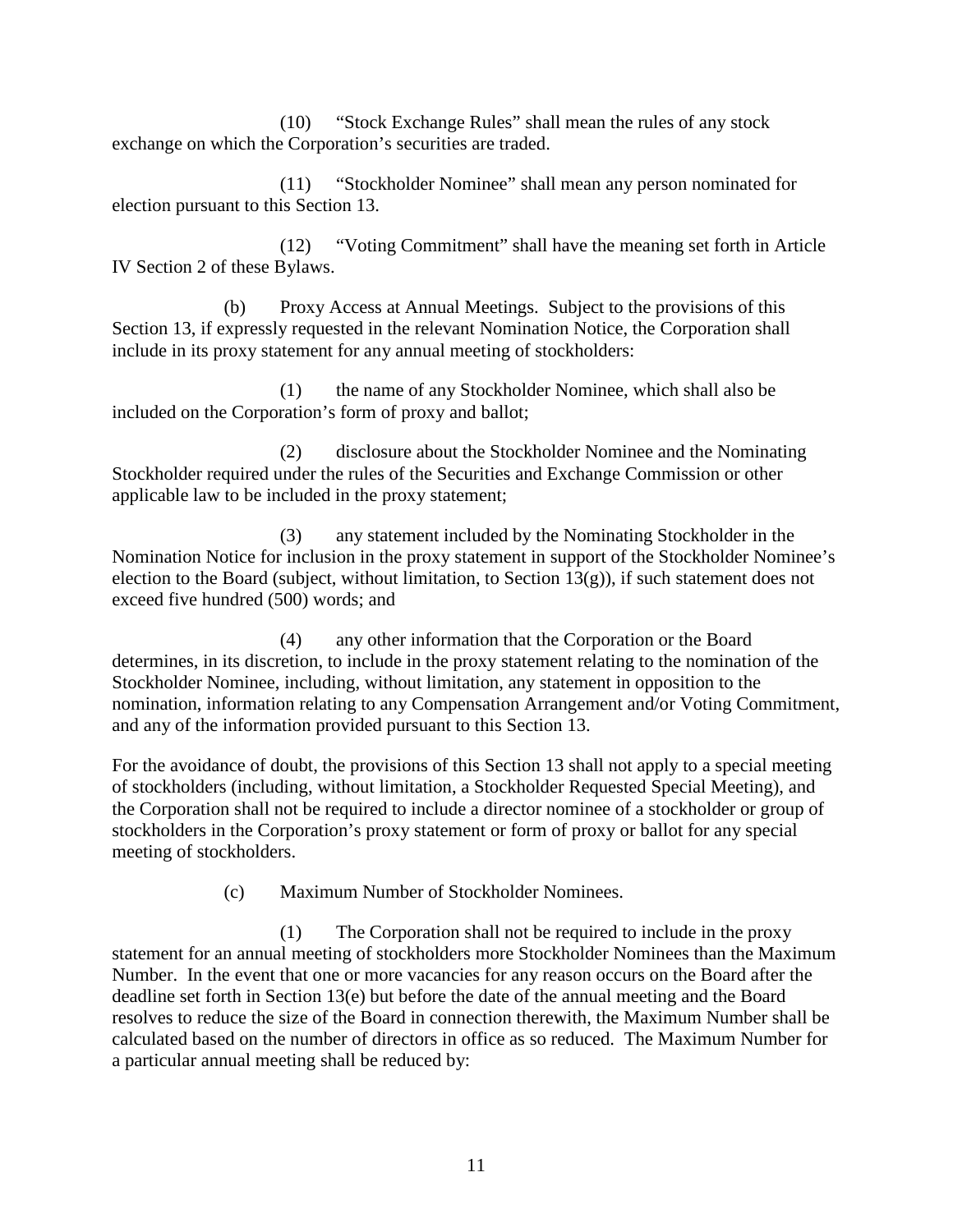(10) "Stock Exchange Rules" shall mean the rules of any stock exchange on which the Corporation's securities are traded.

(11) "Stockholder Nominee" shall mean any person nominated for election pursuant to this Section 13.

(12) "Voting Commitment" shall have the meaning set forth in Article IV Section 2 of these Bylaws.

(b) Proxy Access at Annual Meetings. Subject to the provisions of this Section 13, if expressly requested in the relevant Nomination Notice, the Corporation shall include in its proxy statement for any annual meeting of stockholders:

(1) the name of any Stockholder Nominee, which shall also be included on the Corporation's form of proxy and ballot;

(2) disclosure about the Stockholder Nominee and the Nominating Stockholder required under the rules of the Securities and Exchange Commission or other applicable law to be included in the proxy statement;

(3) any statement included by the Nominating Stockholder in the Nomination Notice for inclusion in the proxy statement in support of the Stockholder Nominee's election to the Board (subject, without limitation, to Section 13(g)), if such statement does not exceed five hundred (500) words; and

(4) any other information that the Corporation or the Board determines, in its discretion, to include in the proxy statement relating to the nomination of the Stockholder Nominee, including, without limitation, any statement in opposition to the nomination, information relating to any Compensation Arrangement and/or Voting Commitment, and any of the information provided pursuant to this Section 13.

For the avoidance of doubt, the provisions of this Section 13 shall not apply to a special meeting of stockholders (including, without limitation, a Stockholder Requested Special Meeting), and the Corporation shall not be required to include a director nominee of a stockholder or group of stockholders in the Corporation's proxy statement or form of proxy or ballot for any special meeting of stockholders.

(c) Maximum Number of Stockholder Nominees.

(1) The Corporation shall not be required to include in the proxy statement for an annual meeting of stockholders more Stockholder Nominees than the Maximum Number. In the event that one or more vacancies for any reason occurs on the Board after the deadline set forth in Section 13(e) but before the date of the annual meeting and the Board resolves to reduce the size of the Board in connection therewith, the Maximum Number shall be calculated based on the number of directors in office as so reduced. The Maximum Number for a particular annual meeting shall be reduced by: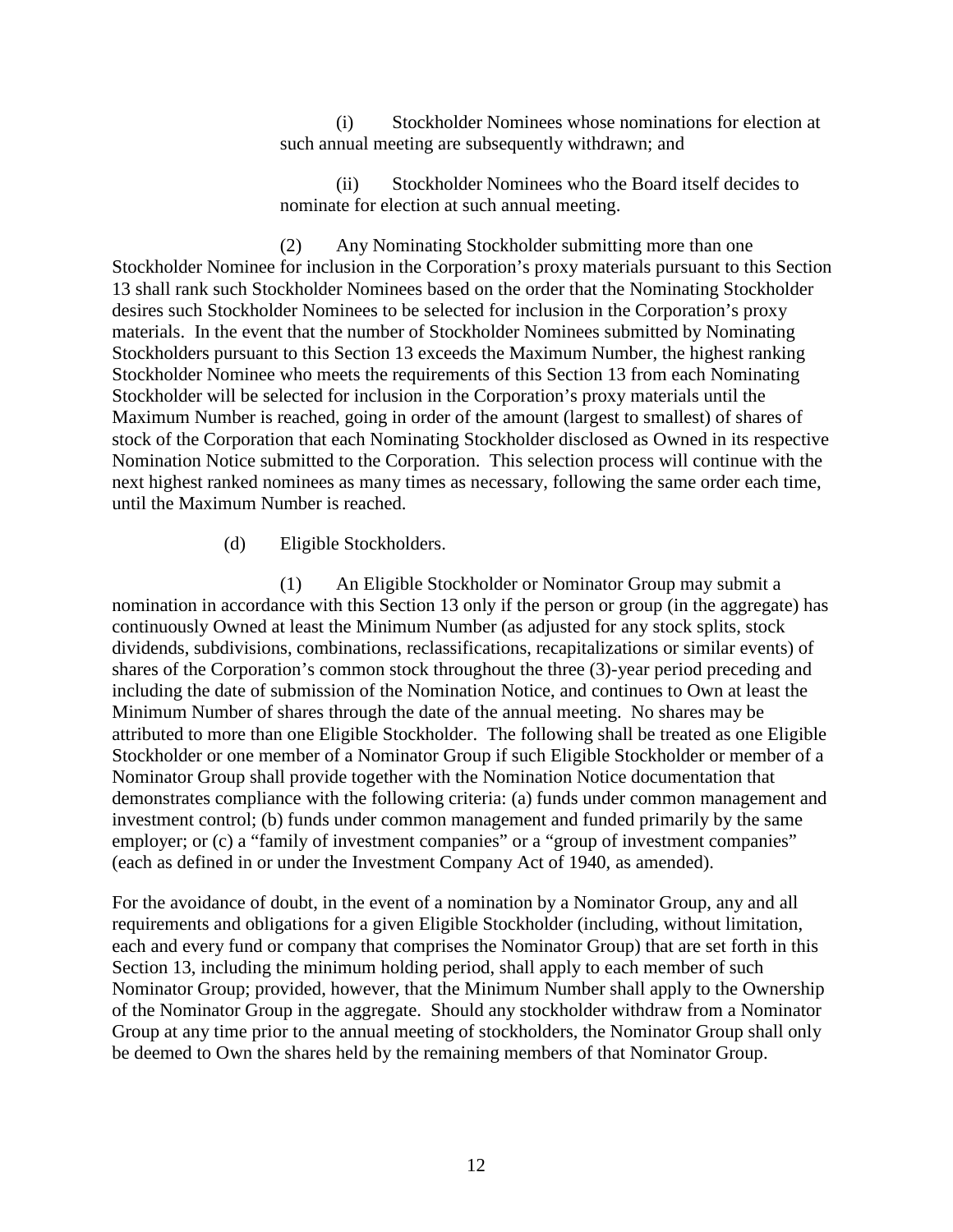(i) Stockholder Nominees whose nominations for election at such annual meeting are subsequently withdrawn; and

(ii) Stockholder Nominees who the Board itself decides to nominate for election at such annual meeting.

(2) Any Nominating Stockholder submitting more than one Stockholder Nominee for inclusion in the Corporation's proxy materials pursuant to this Section 13 shall rank such Stockholder Nominees based on the order that the Nominating Stockholder desires such Stockholder Nominees to be selected for inclusion in the Corporation's proxy materials. In the event that the number of Stockholder Nominees submitted by Nominating Stockholders pursuant to this Section 13 exceeds the Maximum Number, the highest ranking Stockholder Nominee who meets the requirements of this Section 13 from each Nominating Stockholder will be selected for inclusion in the Corporation's proxy materials until the Maximum Number is reached, going in order of the amount (largest to smallest) of shares of stock of the Corporation that each Nominating Stockholder disclosed as Owned in its respective Nomination Notice submitted to the Corporation. This selection process will continue with the next highest ranked nominees as many times as necessary, following the same order each time, until the Maximum Number is reached.

(d) Eligible Stockholders.

(1) An Eligible Stockholder or Nominator Group may submit a nomination in accordance with this Section 13 only if the person or group (in the aggregate) has continuously Owned at least the Minimum Number (as adjusted for any stock splits, stock dividends, subdivisions, combinations, reclassifications, recapitalizations or similar events) of shares of the Corporation's common stock throughout the three (3)-year period preceding and including the date of submission of the Nomination Notice, and continues to Own at least the Minimum Number of shares through the date of the annual meeting. No shares may be attributed to more than one Eligible Stockholder. The following shall be treated as one Eligible Stockholder or one member of a Nominator Group if such Eligible Stockholder or member of a Nominator Group shall provide together with the Nomination Notice documentation that demonstrates compliance with the following criteria: (a) funds under common management and investment control; (b) funds under common management and funded primarily by the same employer; or (c) a "family of investment companies" or a "group of investment companies" (each as defined in or under the Investment Company Act of 1940, as amended).

For the avoidance of doubt, in the event of a nomination by a Nominator Group, any and all requirements and obligations for a given Eligible Stockholder (including, without limitation, each and every fund or company that comprises the Nominator Group) that are set forth in this Section 13, including the minimum holding period, shall apply to each member of such Nominator Group; provided, however, that the Minimum Number shall apply to the Ownership of the Nominator Group in the aggregate. Should any stockholder withdraw from a Nominator Group at any time prior to the annual meeting of stockholders, the Nominator Group shall only be deemed to Own the shares held by the remaining members of that Nominator Group.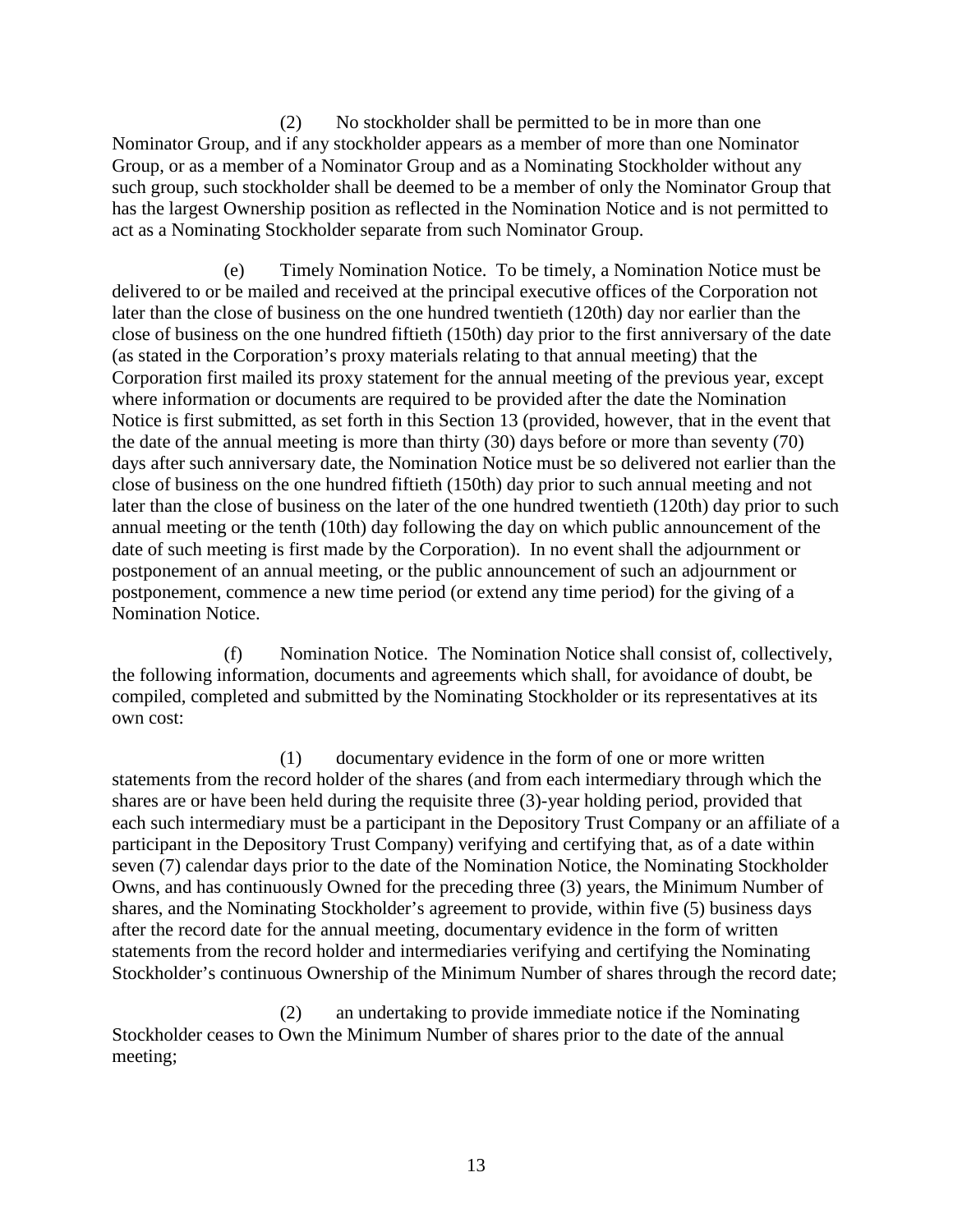(2) No stockholder shall be permitted to be in more than one Nominator Group, and if any stockholder appears as a member of more than one Nominator Group, or as a member of a Nominator Group and as a Nominating Stockholder without any such group, such stockholder shall be deemed to be a member of only the Nominator Group that has the largest Ownership position as reflected in the Nomination Notice and is not permitted to act as a Nominating Stockholder separate from such Nominator Group.

(e) Timely Nomination Notice. To be timely, a Nomination Notice must be delivered to or be mailed and received at the principal executive offices of the Corporation not later than the close of business on the one hundred twentieth (120th) day nor earlier than the close of business on the one hundred fiftieth (150th) day prior to the first anniversary of the date (as stated in the Corporation's proxy materials relating to that annual meeting) that the Corporation first mailed its proxy statement for the annual meeting of the previous year, except where information or documents are required to be provided after the date the Nomination Notice is first submitted, as set forth in this Section 13 (provided, however, that in the event that the date of the annual meeting is more than thirty (30) days before or more than seventy (70) days after such anniversary date, the Nomination Notice must be so delivered not earlier than the close of business on the one hundred fiftieth (150th) day prior to such annual meeting and not later than the close of business on the later of the one hundred twentieth (120th) day prior to such annual meeting or the tenth (10th) day following the day on which public announcement of the date of such meeting is first made by the Corporation). In no event shall the adjournment or postponement of an annual meeting, or the public announcement of such an adjournment or postponement, commence a new time period (or extend any time period) for the giving of a Nomination Notice.

(f) Nomination Notice. The Nomination Notice shall consist of, collectively, the following information, documents and agreements which shall, for avoidance of doubt, be compiled, completed and submitted by the Nominating Stockholder or its representatives at its own cost:

(1) documentary evidence in the form of one or more written statements from the record holder of the shares (and from each intermediary through which the shares are or have been held during the requisite three (3)-year holding period, provided that each such intermediary must be a participant in the Depository Trust Company or an affiliate of a participant in the Depository Trust Company) verifying and certifying that, as of a date within seven (7) calendar days prior to the date of the Nomination Notice, the Nominating Stockholder Owns, and has continuously Owned for the preceding three (3) years, the Minimum Number of shares, and the Nominating Stockholder's agreement to provide, within five (5) business days after the record date for the annual meeting, documentary evidence in the form of written statements from the record holder and intermediaries verifying and certifying the Nominating Stockholder's continuous Ownership of the Minimum Number of shares through the record date;

(2) an undertaking to provide immediate notice if the Nominating Stockholder ceases to Own the Minimum Number of shares prior to the date of the annual meeting;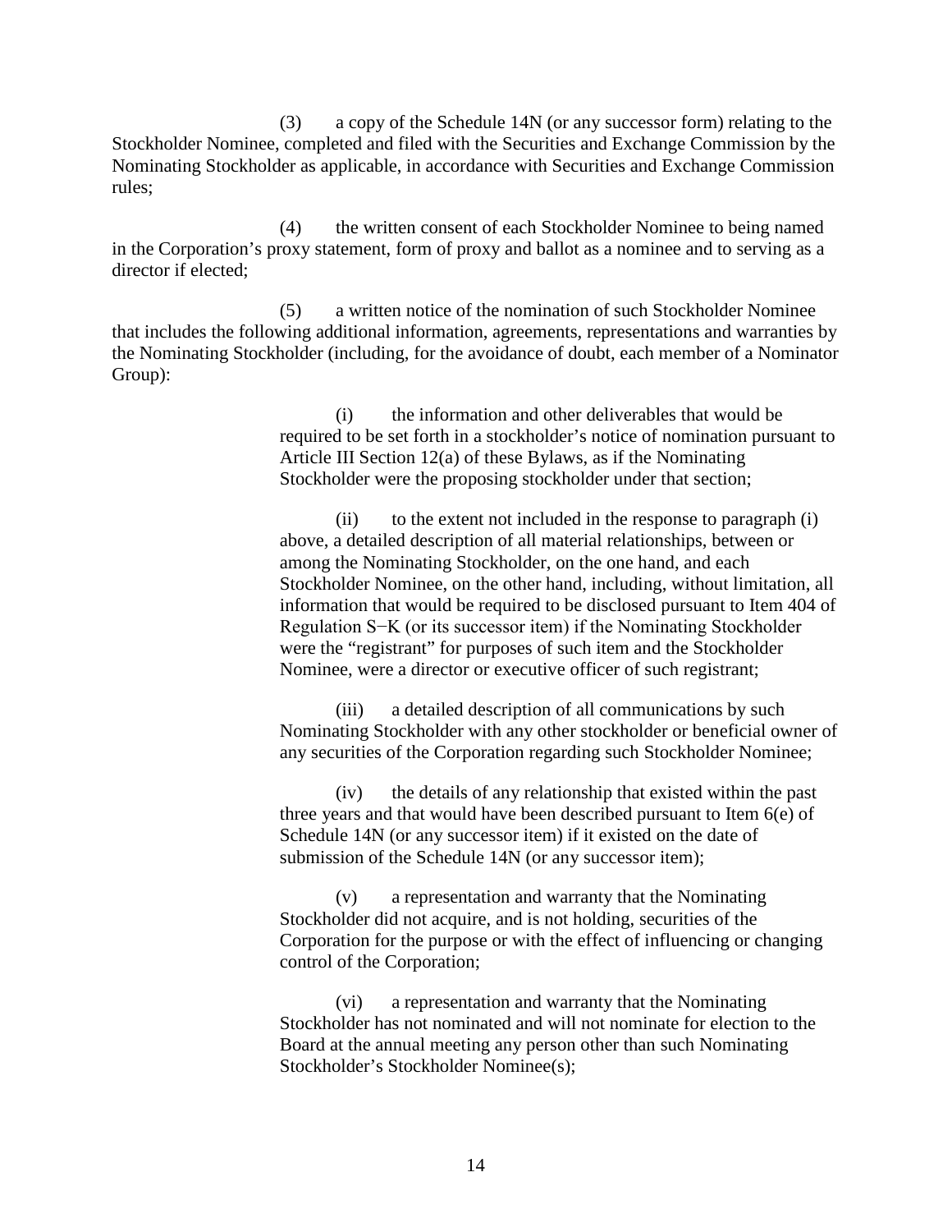(3) a copy of the Schedule 14N (or any successor form) relating to the Stockholder Nominee, completed and filed with the Securities and Exchange Commission by the Nominating Stockholder as applicable, in accordance with Securities and Exchange Commission rules;

(4) the written consent of each Stockholder Nominee to being named in the Corporation's proxy statement, form of proxy and ballot as a nominee and to serving as a director if elected;

(5) a written notice of the nomination of such Stockholder Nominee that includes the following additional information, agreements, representations and warranties by the Nominating Stockholder (including, for the avoidance of doubt, each member of a Nominator Group):

> (i) the information and other deliverables that would be required to be set forth in a stockholder's notice of nomination pursuant to Article III Section 12(a) of these Bylaws, as if the Nominating Stockholder were the proposing stockholder under that section;
>
> (ii) to the extent not included in the response to paragraph (i) above, a detailed description of all material relationships, between or among the Nominating Stockholder, on the one hand, and each Stockholder Nominee, on the other hand, including, without limitation, all information that would be required to be disclosed pursuant to Item 404 of Regulation S−K (or its successor item) if the Nominating Stockholder were the "registrant" for purposes of such item and the Stockholder Nominee, were a director or executive officer of such registrant;
>
> (iii) a detailed description of all communications by such Nominating Stockholder with any other stockholder or beneficial owner of any securities of the Corporation regarding such Stockholder Nominee;
>
> (iv) the details of any relationship that existed within the past three years and that would have been described pursuant to Item 6(e) of Schedule 14N (or any successor item) if it existed on the date of submission of the Schedule 14N (or any successor item);
>
> (v) a representation and warranty that the Nominating Stockholder did not acquire, and is not holding, securities of the Corporation for the purpose or with the effect of influencing or changing control of the Corporation;
>
> (vi) a representation and warranty that the Nominating Stockholder has not nominated and will not nominate for election to the Board at the annual meeting any person other than such Nominating Stockholder's Stockholder Nominee(s);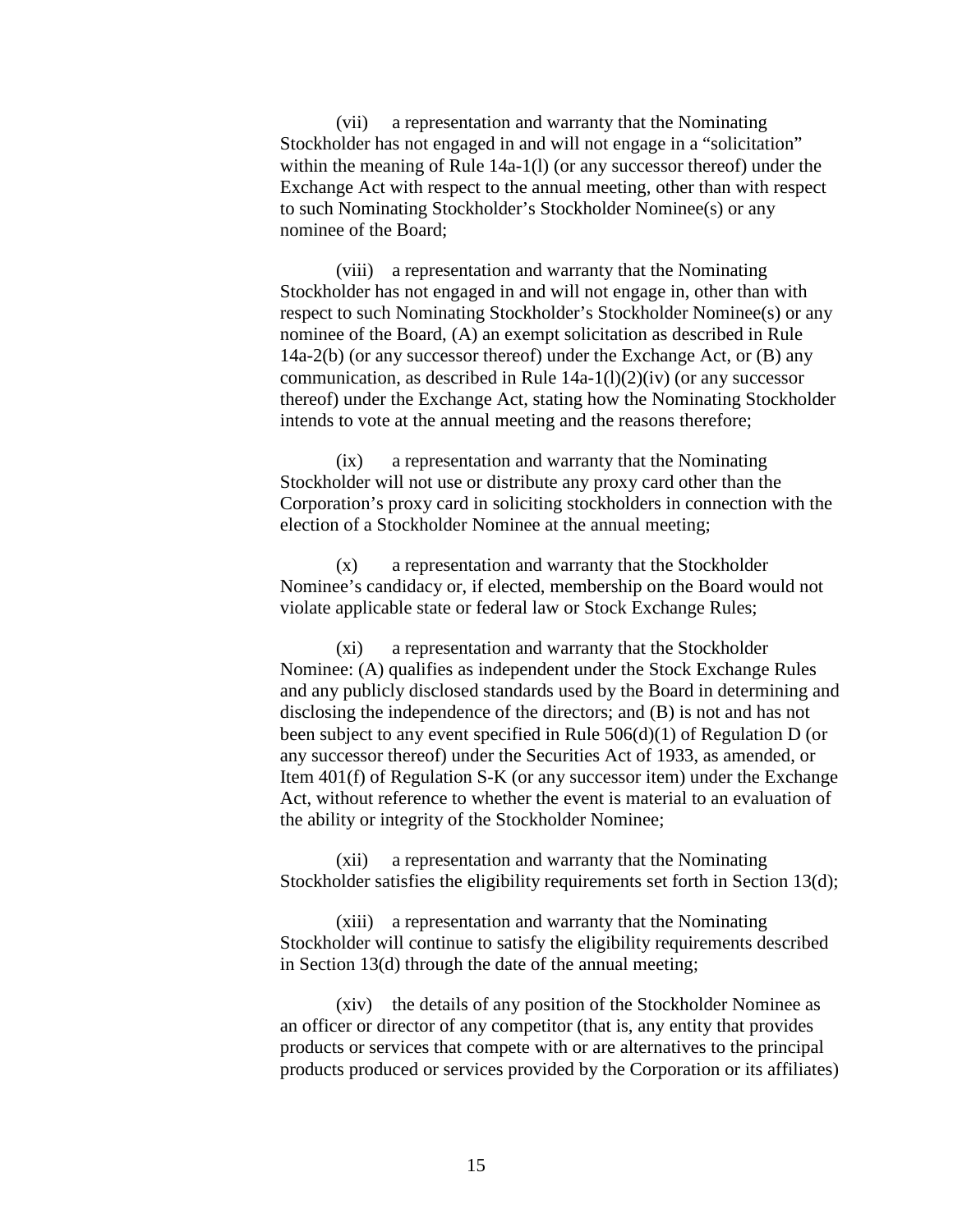(vii) a representation and warranty that the Nominating Stockholder has not engaged in and will not engage in a "solicitation" within the meaning of Rule 14a-1(l) (or any successor thereof) under the Exchange Act with respect to the annual meeting, other than with respect to such Nominating Stockholder's Stockholder Nominee(s) or any nominee of the Board;

(viii) a representation and warranty that the Nominating Stockholder has not engaged in and will not engage in, other than with respect to such Nominating Stockholder's Stockholder Nominee(s) or any nominee of the Board, (A) an exempt solicitation as described in Rule 14a-2(b) (or any successor thereof) under the Exchange Act, or (B) any communication, as described in Rule 14a-1(l)(2)(iv) (or any successor thereof) under the Exchange Act, stating how the Nominating Stockholder intends to vote at the annual meeting and the reasons therefore;

(ix) a representation and warranty that the Nominating Stockholder will not use or distribute any proxy card other than the Corporation's proxy card in soliciting stockholders in connection with the election of a Stockholder Nominee at the annual meeting;

(x) a representation and warranty that the Stockholder Nominee's candidacy or, if elected, membership on the Board would not violate applicable state or federal law or Stock Exchange Rules;

(xi) a representation and warranty that the Stockholder Nominee: (A) qualifies as independent under the Stock Exchange Rules and any publicly disclosed standards used by the Board in determining and disclosing the independence of the directors; and (B) is not and has not been subject to any event specified in Rule 506(d)(1) of Regulation D (or any successor thereof) under the Securities Act of 1933, as amended, or Item 401(f) of Regulation S-K (or any successor item) under the Exchange Act, without reference to whether the event is material to an evaluation of the ability or integrity of the Stockholder Nominee;

(xii) a representation and warranty that the Nominating Stockholder satisfies the eligibility requirements set forth in Section 13(d);

(xiii) a representation and warranty that the Nominating Stockholder will continue to satisfy the eligibility requirements described in Section 13(d) through the date of the annual meeting;

(xiv) the details of any position of the Stockholder Nominee as an officer or director of any competitor (that is, any entity that provides products or services that compete with or are alternatives to the principal products produced or services provided by the Corporation or its affiliates)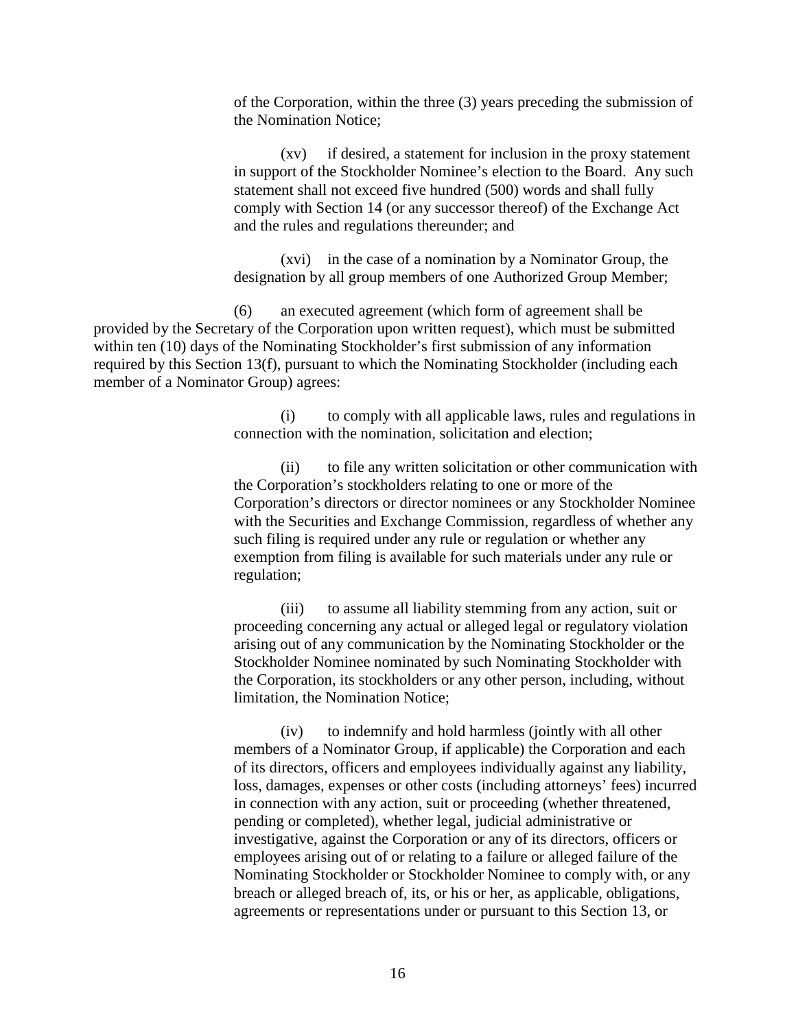of the Corporation, within the three (3) years preceding the submission of the Nomination Notice;

(xv) if desired, a statement for inclusion in the proxy statement in support of the Stockholder Nominee's election to the Board. Any such statement shall not exceed five hundred (500) words and shall fully comply with Section 14 (or any successor thereof) of the Exchange Act and the rules and regulations thereunder; and

(xvi) in the case of a nomination by a Nominator Group, the designation by all group members of one Authorized Group Member;

(6) an executed agreement (which form of agreement shall be provided by the Secretary of the Corporation upon written request), which must be submitted within ten (10) days of the Nominating Stockholder's first submission of any information required by this Section 13(f), pursuant to which the Nominating Stockholder (including each member of a Nominator Group) agrees:

(i) to comply with all applicable laws, rules and regulations in connection with the nomination, solicitation and election;

(ii) to file any written solicitation or other communication with the Corporation's stockholders relating to one or more of the Corporation's directors or director nominees or any Stockholder Nominee with the Securities and Exchange Commission, regardless of whether any such filing is required under any rule or regulation or whether any exemption from filing is available for such materials under any rule or regulation;

(iii) to assume all liability stemming from any action, suit or proceeding concerning any actual or alleged legal or regulatory violation arising out of any communication by the Nominating Stockholder or the Stockholder Nominee nominated by such Nominating Stockholder with the Corporation, its stockholders or any other person, including, without limitation, the Nomination Notice;

(iv) to indemnify and hold harmless (jointly with all other members of a Nominator Group, if applicable) the Corporation and each of its directors, officers and employees individually against any liability, loss, damages, expenses or other costs (including attorneys' fees) incurred in connection with any action, suit or proceeding (whether threatened, pending or completed), whether legal, judicial administrative or investigative, against the Corporation or any of its directors, officers or employees arising out of or relating to a failure or alleged failure of the Nominating Stockholder or Stockholder Nominee to comply with, or any breach or alleged breach of, its, or his or her, as applicable, obligations, agreements or representations under or pursuant to this Section 13, or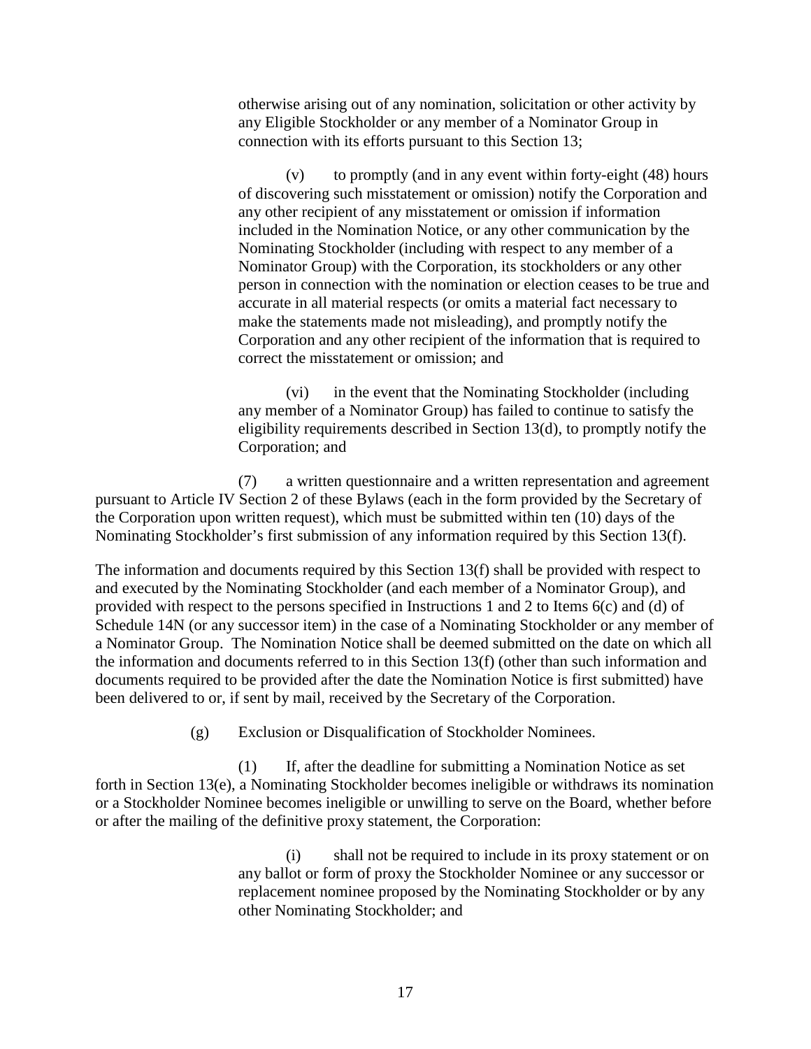otherwise arising out of any nomination, solicitation or other activity by any Eligible Stockholder or any member of a Nominator Group in connection with its efforts pursuant to this Section 13;

(v) to promptly (and in any event within forty-eight (48) hours of discovering such misstatement or omission) notify the Corporation and any other recipient of any misstatement or omission if information included in the Nomination Notice, or any other communication by the Nominating Stockholder (including with respect to any member of a Nominator Group) with the Corporation, its stockholders or any other person in connection with the nomination or election ceases to be true and accurate in all material respects (or omits a material fact necessary to make the statements made not misleading), and promptly notify the Corporation and any other recipient of the information that is required to correct the misstatement or omission; and

(vi) in the event that the Nominating Stockholder (including any member of a Nominator Group) has failed to continue to satisfy the eligibility requirements described in Section 13(d), to promptly notify the Corporation; and

(7) a written questionnaire and a written representation and agreement pursuant to Article IV Section 2 of these Bylaws (each in the form provided by the Secretary of the Corporation upon written request), which must be submitted within ten (10) days of the Nominating Stockholder's first submission of any information required by this Section 13(f).

The information and documents required by this Section 13(f) shall be provided with respect to and executed by the Nominating Stockholder (and each member of a Nominator Group), and provided with respect to the persons specified in Instructions 1 and 2 to Items 6(c) and (d) of Schedule 14N (or any successor item) in the case of a Nominating Stockholder or any member of a Nominator Group. The Nomination Notice shall be deemed submitted on the date on which all the information and documents referred to in this Section 13(f) (other than such information and documents required to be provided after the date the Nomination Notice is first submitted) have been delivered to or, if sent by mail, received by the Secretary of the Corporation.

(g) Exclusion or Disqualification of Stockholder Nominees.

(1) If, after the deadline for submitting a Nomination Notice as set forth in Section 13(e), a Nominating Stockholder becomes ineligible or withdraws its nomination or a Stockholder Nominee becomes ineligible or unwilling to serve on the Board, whether before or after the mailing of the definitive proxy statement, the Corporation:

(i) shall not be required to include in its proxy statement or on any ballot or form of proxy the Stockholder Nominee or any successor or replacement nominee proposed by the Nominating Stockholder or by any other Nominating Stockholder; and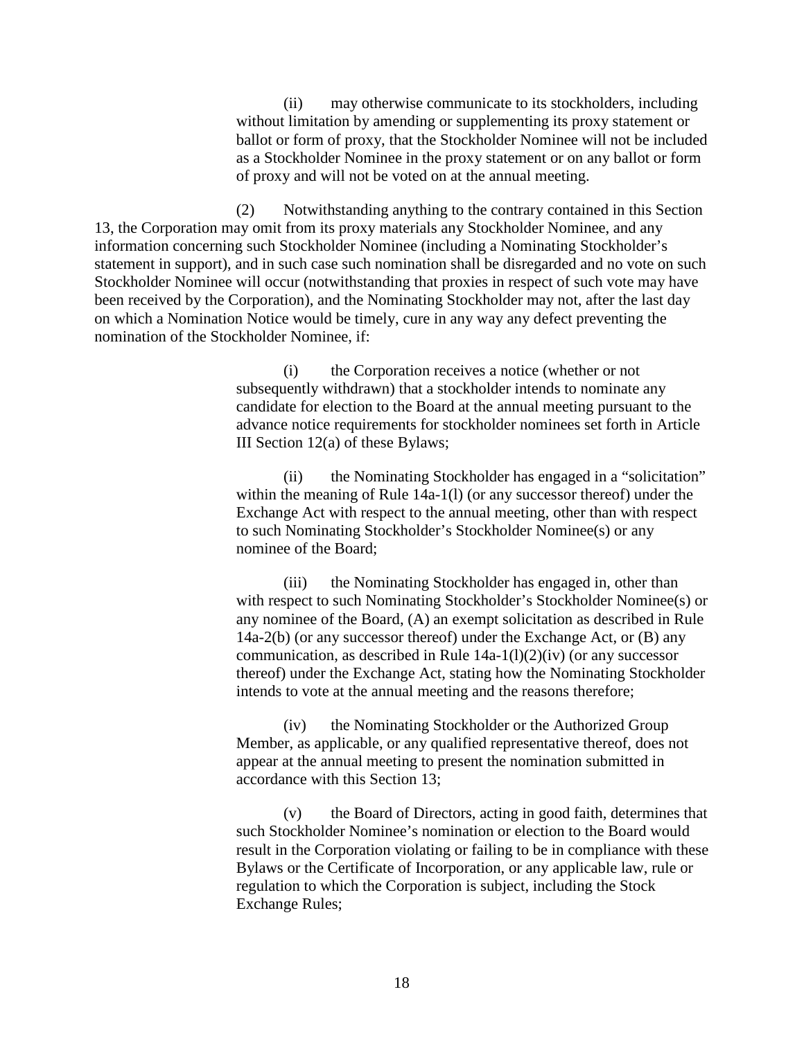(ii) may otherwise communicate to its stockholders, including without limitation by amending or supplementing its proxy statement or ballot or form of proxy, that the Stockholder Nominee will not be included as a Stockholder Nominee in the proxy statement or on any ballot or form of proxy and will not be voted on at the annual meeting.

(2) Notwithstanding anything to the contrary contained in this Section 13, the Corporation may omit from its proxy materials any Stockholder Nominee, and any information concerning such Stockholder Nominee (including a Nominating Stockholder's statement in support), and in such case such nomination shall be disregarded and no vote on such Stockholder Nominee will occur (notwithstanding that proxies in respect of such vote may have been received by the Corporation), and the Nominating Stockholder may not, after the last day on which a Nomination Notice would be timely, cure in any way any defect preventing the nomination of the Stockholder Nominee, if:

(i) the Corporation receives a notice (whether or not subsequently withdrawn) that a stockholder intends to nominate any candidate for election to the Board at the annual meeting pursuant to the advance notice requirements for stockholder nominees set forth in Article III Section 12(a) of these Bylaws;

(ii) the Nominating Stockholder has engaged in a "solicitation" within the meaning of Rule 14a-1(l) (or any successor thereof) under the Exchange Act with respect to the annual meeting, other than with respect to such Nominating Stockholder's Stockholder Nominee(s) or any nominee of the Board;

(iii) the Nominating Stockholder has engaged in, other than with respect to such Nominating Stockholder's Stockholder Nominee(s) or any nominee of the Board, (A) an exempt solicitation as described in Rule 14a-2(b) (or any successor thereof) under the Exchange Act, or (B) any communication, as described in Rule 14a-1(l)(2)(iv) (or any successor thereof) under the Exchange Act, stating how the Nominating Stockholder intends to vote at the annual meeting and the reasons therefore;

(iv) the Nominating Stockholder or the Authorized Group Member, as applicable, or any qualified representative thereof, does not appear at the annual meeting to present the nomination submitted in accordance with this Section 13;

(v) the Board of Directors, acting in good faith, determines that such Stockholder Nominee's nomination or election to the Board would result in the Corporation violating or failing to be in compliance with these Bylaws or the Certificate of Incorporation, or any applicable law, rule or regulation to which the Corporation is subject, including the Stock Exchange Rules;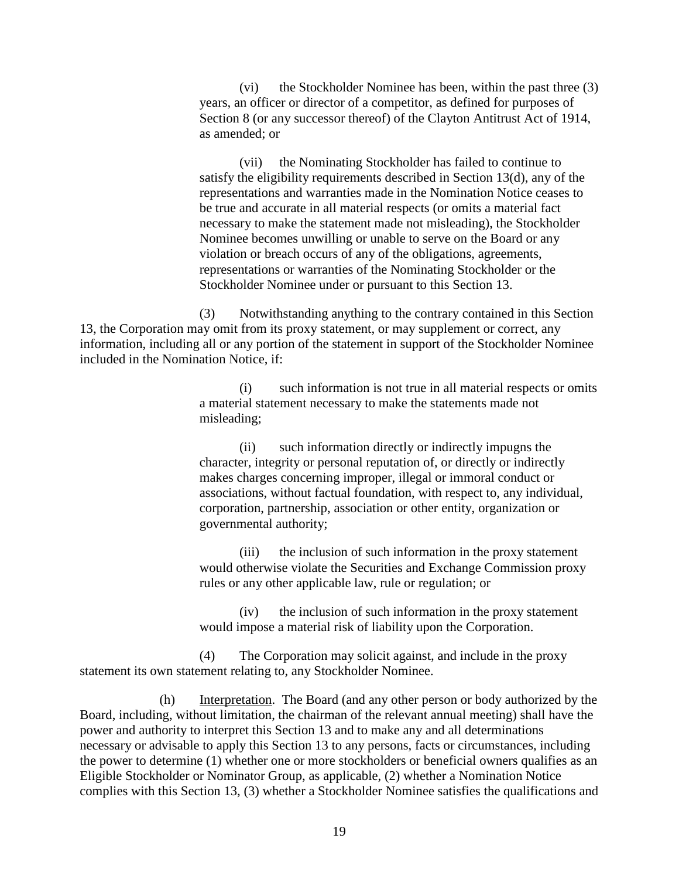(vi) the Stockholder Nominee has been, within the past three (3) years, an officer or director of a competitor, as defined for purposes of Section 8 (or any successor thereof) of the Clayton Antitrust Act of 1914, as amended; or

(vii) the Nominating Stockholder has failed to continue to satisfy the eligibility requirements described in Section 13(d), any of the representations and warranties made in the Nomination Notice ceases to be true and accurate in all material respects (or omits a material fact necessary to make the statement made not misleading), the Stockholder Nominee becomes unwilling or unable to serve on the Board or any violation or breach occurs of any of the obligations, agreements, representations or warranties of the Nominating Stockholder or the Stockholder Nominee under or pursuant to this Section 13.

(3) Notwithstanding anything to the contrary contained in this Section 13, the Corporation may omit from its proxy statement, or may supplement or correct, any information, including all or any portion of the statement in support of the Stockholder Nominee included in the Nomination Notice, if:

(i) such information is not true in all material respects or omits a material statement necessary to make the statements made not misleading;

(ii) such information directly or indirectly impugns the character, integrity or personal reputation of, or directly or indirectly makes charges concerning improper, illegal or immoral conduct or associations, without factual foundation, with respect to, any individual, corporation, partnership, association or other entity, organization or governmental authority;

(iii) the inclusion of such information in the proxy statement would otherwise violate the Securities and Exchange Commission proxy rules or any other applicable law, rule or regulation; or

(iv) the inclusion of such information in the proxy statement would impose a material risk of liability upon the Corporation.

(4) The Corporation may solicit against, and include in the proxy statement its own statement relating to, any Stockholder Nominee.

(h) Interpretation. The Board (and any other person or body authorized by the Board, including, without limitation, the chairman of the relevant annual meeting) shall have the power and authority to interpret this Section 13 and to make any and all determinations necessary or advisable to apply this Section 13 to any persons, facts or circumstances, including the power to determine (1) whether one or more stockholders or beneficial owners qualifies as an Eligible Stockholder or Nominator Group, as applicable, (2) whether a Nomination Notice complies with this Section 13, (3) whether a Stockholder Nominee satisfies the qualifications and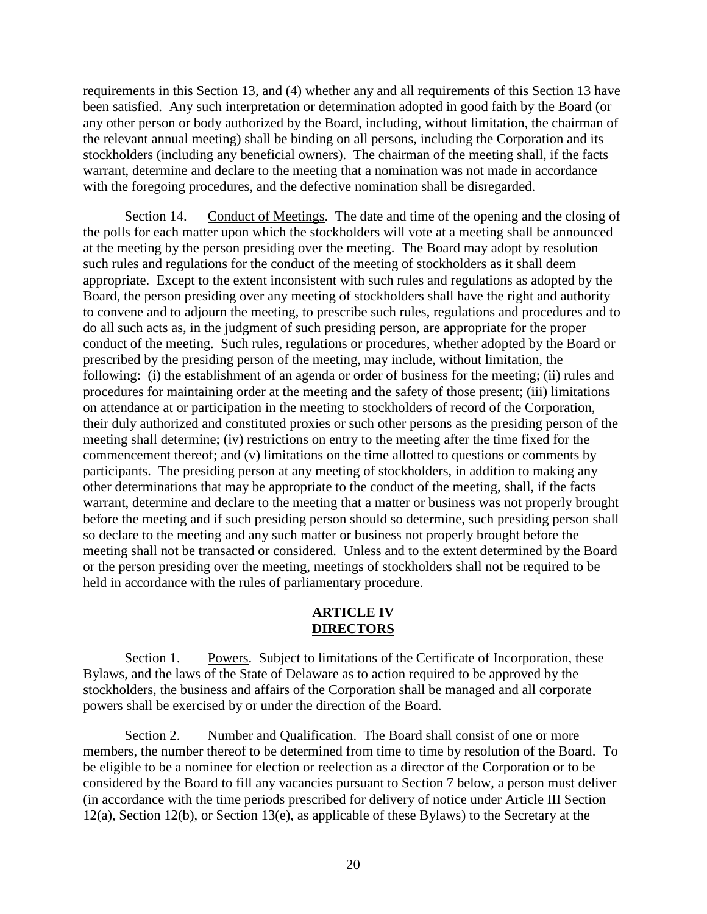requirements in this Section 13, and (4) whether any and all requirements of this Section 13 have been satisfied. Any such interpretation or determination adopted in good faith by the Board (or any other person or body authorized by the Board, including, without limitation, the chairman of the relevant annual meeting) shall be binding on all persons, including the Corporation and its stockholders (including any beneficial owners). The chairman of the meeting shall, if the facts warrant, determine and declare to the meeting that a nomination was not made in accordance with the foregoing procedures, and the defective nomination shall be disregarded.

Section 14. Conduct of Meetings. The date and time of the opening and the closing of the polls for each matter upon which the stockholders will vote at a meeting shall be announced at the meeting by the person presiding over the meeting. The Board may adopt by resolution such rules and regulations for the conduct of the meeting of stockholders as it shall deem appropriate. Except to the extent inconsistent with such rules and regulations as adopted by the Board, the person presiding over any meeting of stockholders shall have the right and authority to convene and to adjourn the meeting, to prescribe such rules, regulations and procedures and to do all such acts as, in the judgment of such presiding person, are appropriate for the proper conduct of the meeting. Such rules, regulations or procedures, whether adopted by the Board or prescribed by the presiding person of the meeting, may include, without limitation, the following: (i) the establishment of an agenda or order of business for the meeting; (ii) rules and procedures for maintaining order at the meeting and the safety of those present; (iii) limitations on attendance at or participation in the meeting to stockholders of record of the Corporation, their duly authorized and constituted proxies or such other persons as the presiding person of the meeting shall determine; (iv) restrictions on entry to the meeting after the time fixed for the commencement thereof; and (v) limitations on the time allotted to questions or comments by participants. The presiding person at any meeting of stockholders, in addition to making any other determinations that may be appropriate to the conduct of the meeting, shall, if the facts warrant, determine and declare to the meeting that a matter or business was not properly brought before the meeting and if such presiding person should so determine, such presiding person shall so declare to the meeting and any such matter or business not properly brought before the meeting shall not be transacted or considered. Unless and to the extent determined by the Board or the person presiding over the meeting, meetings of stockholders shall not be required to be held in accordance with the rules of parliamentary procedure.

## ARTICLE IV
## DIRECTORS

Section 1. Powers. Subject to limitations of the Certificate of Incorporation, these Bylaws, and the laws of the State of Delaware as to action required to be approved by the stockholders, the business and affairs of the Corporation shall be managed and all corporate powers shall be exercised by or under the direction of the Board.

Section 2. Number and Qualification. The Board shall consist of one or more members, the number thereof to be determined from time to time by resolution of the Board. To be eligible to be a nominee for election or reelection as a director of the Corporation or to be considered by the Board to fill any vacancies pursuant to Section 7 below, a person must deliver (in accordance with the time periods prescribed for delivery of notice under Article III Section 12(a), Section 12(b), or Section 13(e), as applicable of these Bylaws) to the Secretary at the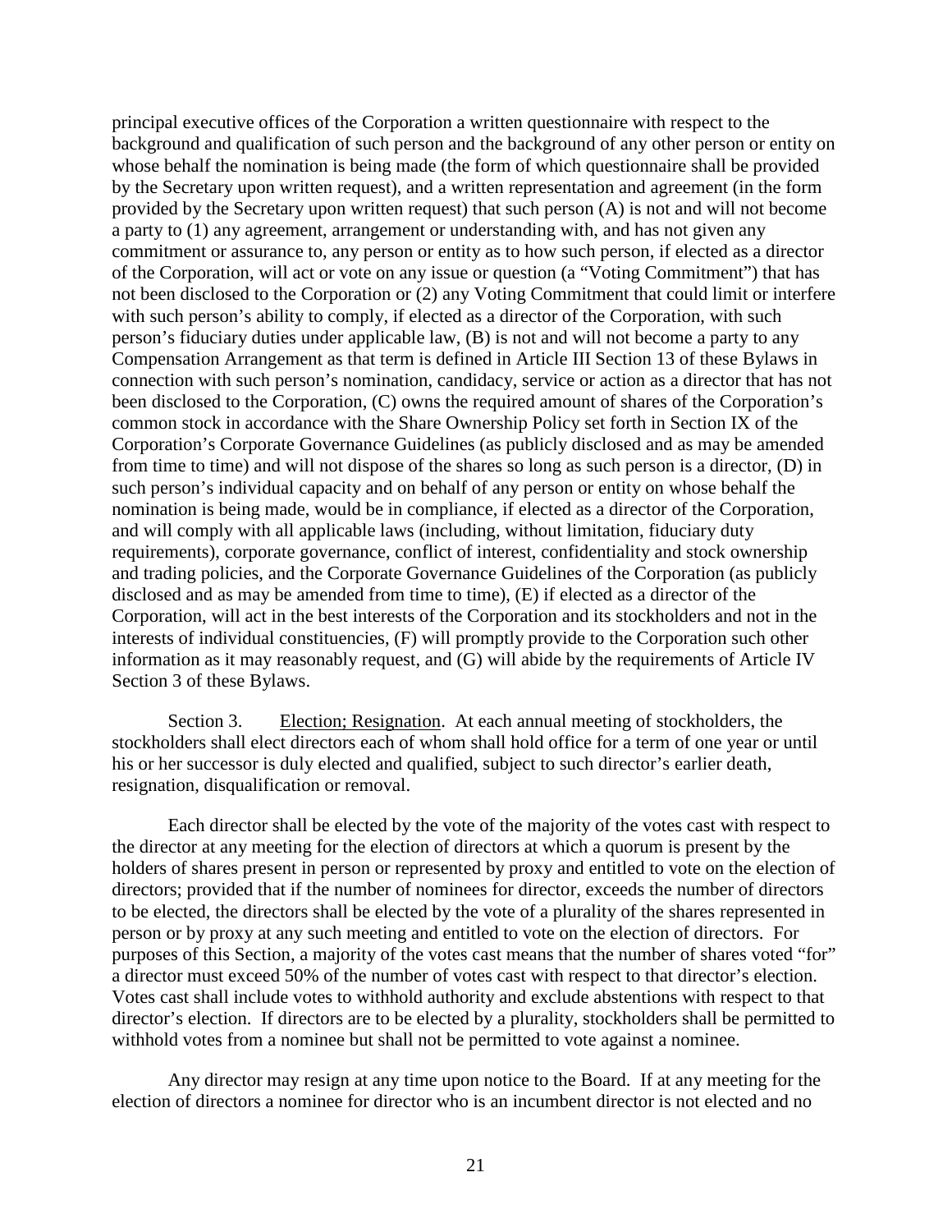principal executive offices of the Corporation a written questionnaire with respect to the background and qualification of such person and the background of any other person or entity on whose behalf the nomination is being made (the form of which questionnaire shall be provided by the Secretary upon written request), and a written representation and agreement (in the form provided by the Secretary upon written request) that such person (A) is not and will not become a party to (1) any agreement, arrangement or understanding with, and has not given any commitment or assurance to, any person or entity as to how such person, if elected as a director of the Corporation, will act or vote on any issue or question (a "Voting Commitment") that has not been disclosed to the Corporation or (2) any Voting Commitment that could limit or interfere with such person's ability to comply, if elected as a director of the Corporation, with such person's fiduciary duties under applicable law, (B) is not and will not become a party to any Compensation Arrangement as that term is defined in Article III Section 13 of these Bylaws in connection with such person's nomination, candidacy, service or action as a director that has not been disclosed to the Corporation, (C) owns the required amount of shares of the Corporation's common stock in accordance with the Share Ownership Policy set forth in Section IX of the Corporation's Corporate Governance Guidelines (as publicly disclosed and as may be amended from time to time) and will not dispose of the shares so long as such person is a director, (D) in such person's individual capacity and on behalf of any person or entity on whose behalf the nomination is being made, would be in compliance, if elected as a director of the Corporation, and will comply with all applicable laws (including, without limitation, fiduciary duty requirements), corporate governance, conflict of interest, confidentiality and stock ownership and trading policies, and the Corporate Governance Guidelines of the Corporation (as publicly disclosed and as may be amended from time to time), (E) if elected as a director of the Corporation, will act in the best interests of the Corporation and its stockholders and not in the interests of individual constituencies, (F) will promptly provide to the Corporation such other information as it may reasonably request, and (G) will abide by the requirements of Article IV Section 3 of these Bylaws.

Section 3. Election; Resignation. At each annual meeting of stockholders, the stockholders shall elect directors each of whom shall hold office for a term of one year or until his or her successor is duly elected and qualified, subject to such director's earlier death, resignation, disqualification or removal.

Each director shall be elected by the vote of the majority of the votes cast with respect to the director at any meeting for the election of directors at which a quorum is present by the holders of shares present in person or represented by proxy and entitled to vote on the election of directors; provided that if the number of nominees for director, exceeds the number of directors to be elected, the directors shall be elected by the vote of a plurality of the shares represented in person or by proxy at any such meeting and entitled to vote on the election of directors. For purposes of this Section, a majority of the votes cast means that the number of shares voted "for" a director must exceed 50% of the number of votes cast with respect to that director's election. Votes cast shall include votes to withhold authority and exclude abstentions with respect to that director's election. If directors are to be elected by a plurality, stockholders shall be permitted to withhold votes from a nominee but shall not be permitted to vote against a nominee.

Any director may resign at any time upon notice to the Board. If at any meeting for the election of directors a nominee for director who is an incumbent director is not elected and no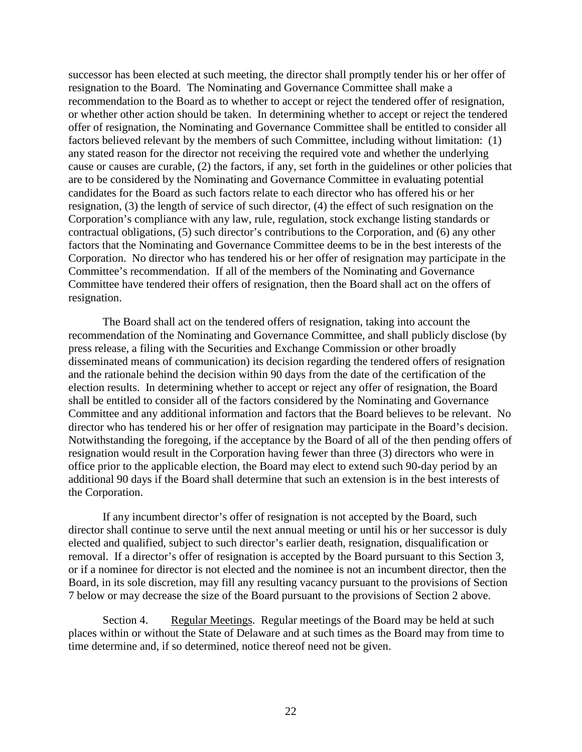successor has been elected at such meeting, the director shall promptly tender his or her offer of resignation to the Board. The Nominating and Governance Committee shall make a recommendation to the Board as to whether to accept or reject the tendered offer of resignation, or whether other action should be taken. In determining whether to accept or reject the tendered offer of resignation, the Nominating and Governance Committee shall be entitled to consider all factors believed relevant by the members of such Committee, including without limitation: (1) any stated reason for the director not receiving the required vote and whether the underlying cause or causes are curable, (2) the factors, if any, set forth in the guidelines or other policies that are to be considered by the Nominating and Governance Committee in evaluating potential candidates for the Board as such factors relate to each director who has offered his or her resignation, (3) the length of service of such director, (4) the effect of such resignation on the Corporation's compliance with any law, rule, regulation, stock exchange listing standards or contractual obligations, (5) such director's contributions to the Corporation, and (6) any other factors that the Nominating and Governance Committee deems to be in the best interests of the Corporation. No director who has tendered his or her offer of resignation may participate in the Committee's recommendation. If all of the members of the Nominating and Governance Committee have tendered their offers of resignation, then the Board shall act on the offers of resignation.

The Board shall act on the tendered offers of resignation, taking into account the recommendation of the Nominating and Governance Committee, and shall publicly disclose (by press release, a filing with the Securities and Exchange Commission or other broadly disseminated means of communication) its decision regarding the tendered offers of resignation and the rationale behind the decision within 90 days from the date of the certification of the election results. In determining whether to accept or reject any offer of resignation, the Board shall be entitled to consider all of the factors considered by the Nominating and Governance Committee and any additional information and factors that the Board believes to be relevant. No director who has tendered his or her offer of resignation may participate in the Board's decision. Notwithstanding the foregoing, if the acceptance by the Board of all of the then pending offers of resignation would result in the Corporation having fewer than three (3) directors who were in office prior to the applicable election, the Board may elect to extend such 90-day period by an additional 90 days if the Board shall determine that such an extension is in the best interests of the Corporation.

If any incumbent director's offer of resignation is not accepted by the Board, such director shall continue to serve until the next annual meeting or until his or her successor is duly elected and qualified, subject to such director's earlier death, resignation, disqualification or removal. If a director's offer of resignation is accepted by the Board pursuant to this Section 3, or if a nominee for director is not elected and the nominee is not an incumbent director, then the Board, in its sole discretion, may fill any resulting vacancy pursuant to the provisions of Section 7 below or may decrease the size of the Board pursuant to the provisions of Section 2 above.

Section 4. Regular Meetings. Regular meetings of the Board may be held at such places within or without the State of Delaware and at such times as the Board may from time to time determine and, if so determined, notice thereof need not be given.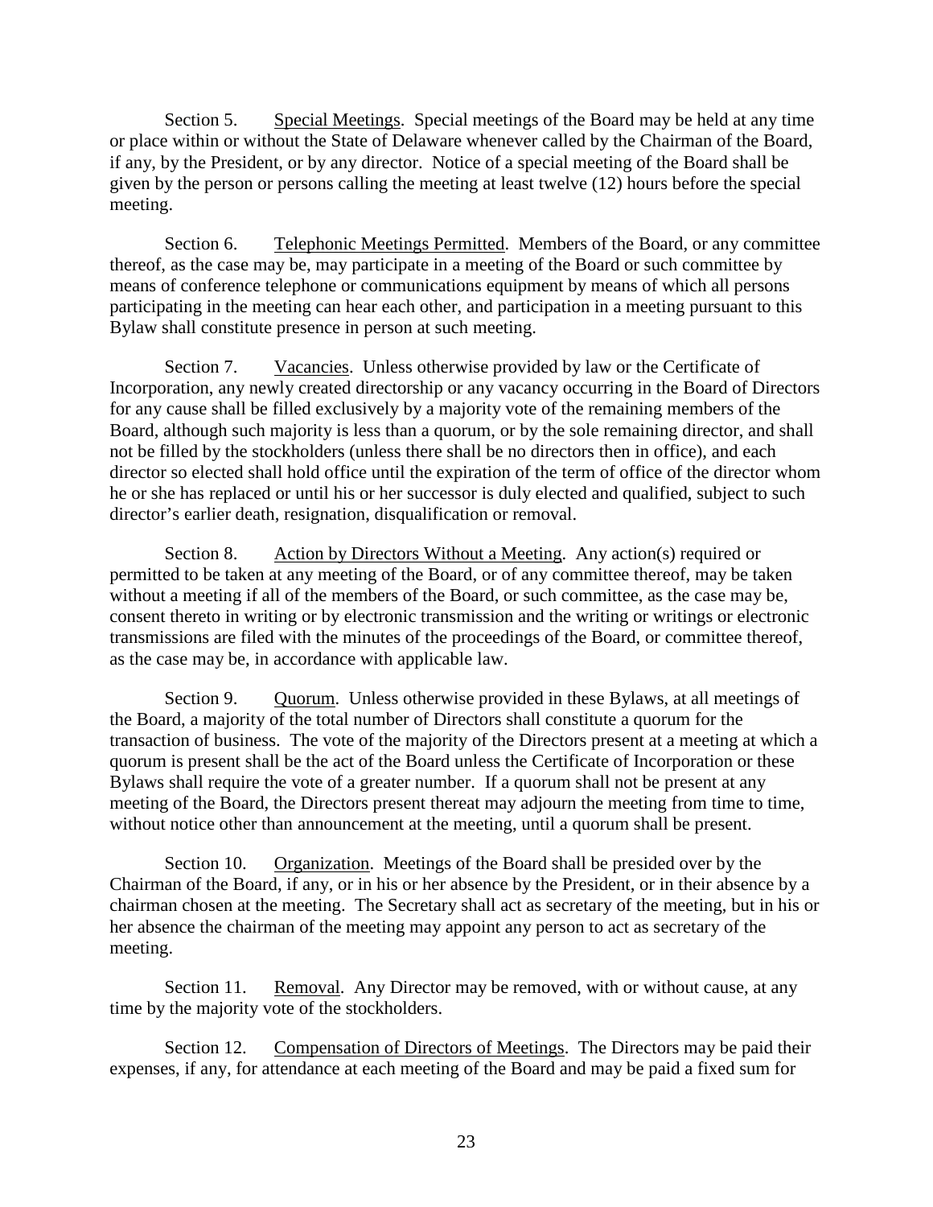Section 5. Special Meetings. Special meetings of the Board may be held at any time or place within or without the State of Delaware whenever called by the Chairman of the Board, if any, by the President, or by any director. Notice of a special meeting of the Board shall be given by the person or persons calling the meeting at least twelve (12) hours before the special meeting.

Section 6. Telephonic Meetings Permitted. Members of the Board, or any committee thereof, as the case may be, may participate in a meeting of the Board or such committee by means of conference telephone or communications equipment by means of which all persons participating in the meeting can hear each other, and participation in a meeting pursuant to this Bylaw shall constitute presence in person at such meeting.

Section 7. Vacancies. Unless otherwise provided by law or the Certificate of Incorporation, any newly created directorship or any vacancy occurring in the Board of Directors for any cause shall be filled exclusively by a majority vote of the remaining members of the Board, although such majority is less than a quorum, or by the sole remaining director, and shall not be filled by the stockholders (unless there shall be no directors then in office), and each director so elected shall hold office until the expiration of the term of office of the director whom he or she has replaced or until his or her successor is duly elected and qualified, subject to such director's earlier death, resignation, disqualification or removal.

Section 8. Action by Directors Without a Meeting. Any action(s) required or permitted to be taken at any meeting of the Board, or of any committee thereof, may be taken without a meeting if all of the members of the Board, or such committee, as the case may be, consent thereto in writing or by electronic transmission and the writing or writings or electronic transmissions are filed with the minutes of the proceedings of the Board, or committee thereof, as the case may be, in accordance with applicable law.

Section 9. Quorum. Unless otherwise provided in these Bylaws, at all meetings of the Board, a majority of the total number of Directors shall constitute a quorum for the transaction of business. The vote of the majority of the Directors present at a meeting at which a quorum is present shall be the act of the Board unless the Certificate of Incorporation or these Bylaws shall require the vote of a greater number. If a quorum shall not be present at any meeting of the Board, the Directors present thereat may adjourn the meeting from time to time, without notice other than announcement at the meeting, until a quorum shall be present.

Section 10. Organization. Meetings of the Board shall be presided over by the Chairman of the Board, if any, or in his or her absence by the President, or in their absence by a chairman chosen at the meeting. The Secretary shall act as secretary of the meeting, but in his or her absence the chairman of the meeting may appoint any person to act as secretary of the meeting.

Section 11. Removal. Any Director may be removed, with or without cause, at any time by the majority vote of the stockholders.

Section 12. Compensation of Directors of Meetings. The Directors may be paid their expenses, if any, for attendance at each meeting of the Board and may be paid a fixed sum for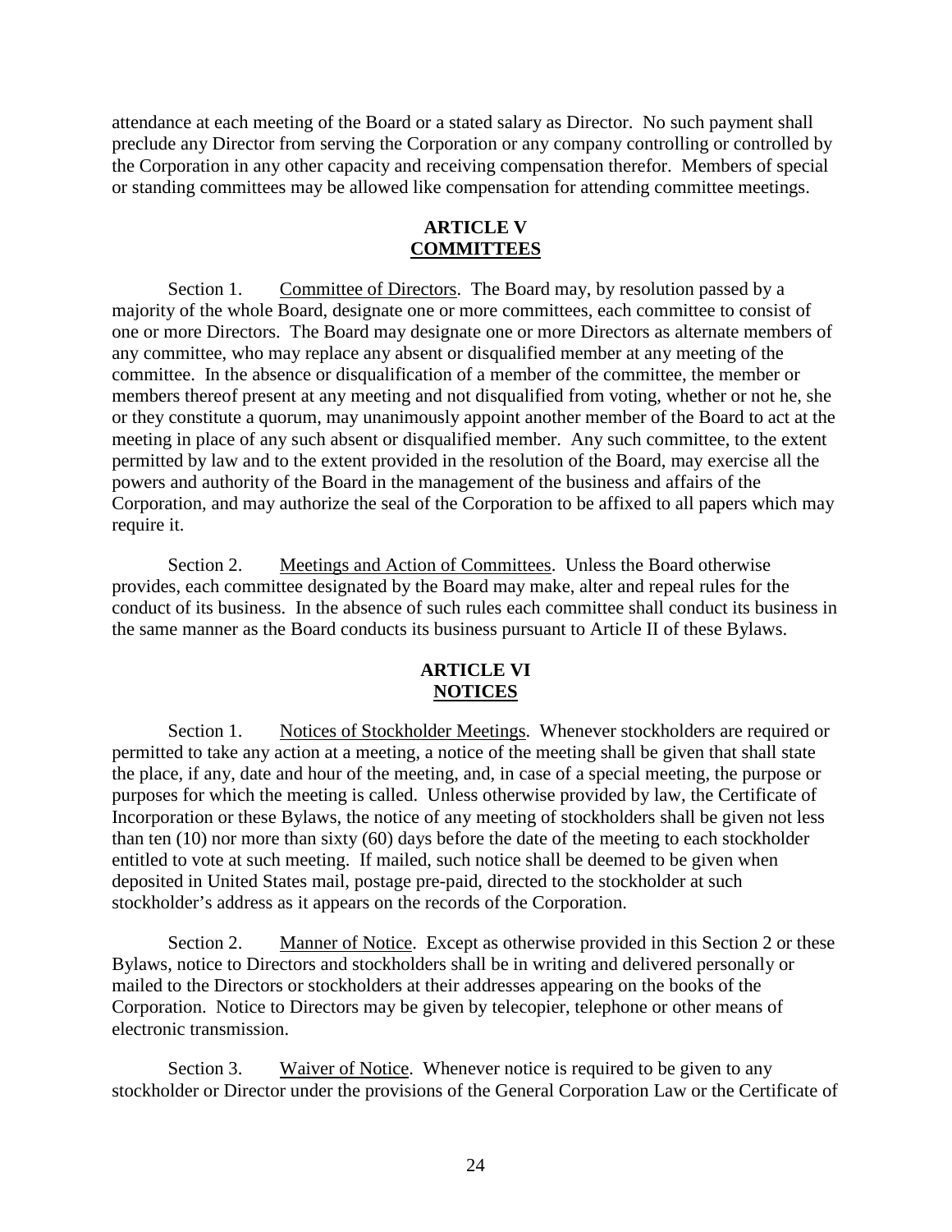attendance at each meeting of the Board or a stated salary as Director. No such payment shall preclude any Director from serving the Corporation or any company controlling or controlled by the Corporation in any other capacity and receiving compensation therefor. Members of special or standing committees may be allowed like compensation for attending committee meetings.

## ARTICLE V
## COMMITTEES

Section 1. Committee of Directors. The Board may, by resolution passed by a majority of the whole Board, designate one or more committees, each committee to consist of one or more Directors. The Board may designate one or more Directors as alternate members of any committee, who may replace any absent or disqualified member at any meeting of the committee. In the absence or disqualification of a member of the committee, the member or members thereof present at any meeting and not disqualified from voting, whether or not he, she or they constitute a quorum, may unanimously appoint another member of the Board to act at the meeting in place of any such absent or disqualified member. Any such committee, to the extent permitted by law and to the extent provided in the resolution of the Board, may exercise all the powers and authority of the Board in the management of the business and affairs of the Corporation, and may authorize the seal of the Corporation to be affixed to all papers which may require it.

Section 2. Meetings and Action of Committees. Unless the Board otherwise provides, each committee designated by the Board may make, alter and repeal rules for the conduct of its business. In the absence of such rules each committee shall conduct its business in the same manner as the Board conducts its business pursuant to Article II of these Bylaws.

## ARTICLE VI
## NOTICES

Section 1. Notices of Stockholder Meetings. Whenever stockholders are required or permitted to take any action at a meeting, a notice of the meeting shall be given that shall state the place, if any, date and hour of the meeting, and, in case of a special meeting, the purpose or purposes for which the meeting is called. Unless otherwise provided by law, the Certificate of Incorporation or these Bylaws, the notice of any meeting of stockholders shall be given not less than ten (10) nor more than sixty (60) days before the date of the meeting to each stockholder entitled to vote at such meeting. If mailed, such notice shall be deemed to be given when deposited in United States mail, postage pre-paid, directed to the stockholder at such stockholder's address as it appears on the records of the Corporation.

Section 2. Manner of Notice. Except as otherwise provided in this Section 2 or these Bylaws, notice to Directors and stockholders shall be in writing and delivered personally or mailed to the Directors or stockholders at their addresses appearing on the books of the Corporation. Notice to Directors may be given by telecopier, telephone or other means of electronic transmission.

Section 3. Waiver of Notice. Whenever notice is required to be given to any stockholder or Director under the provisions of the General Corporation Law or the Certificate of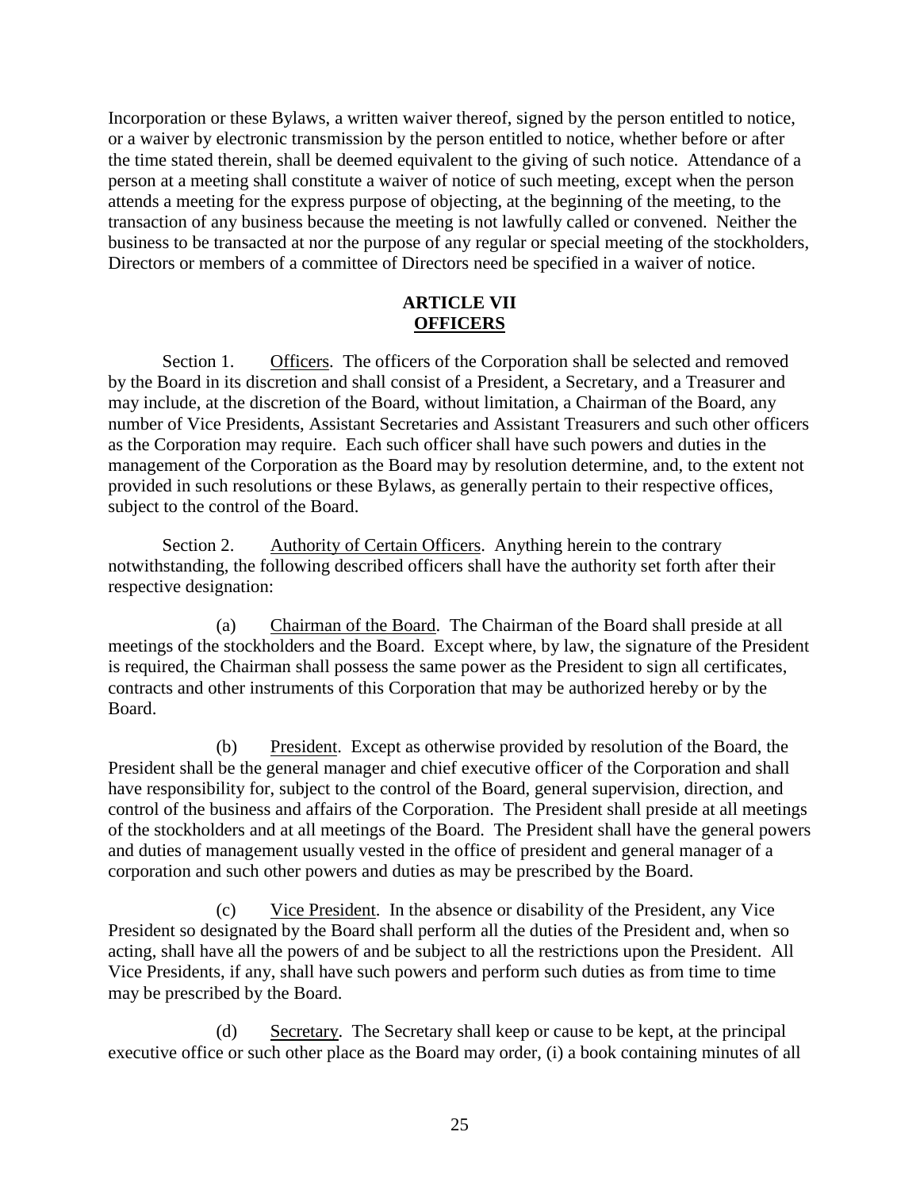Incorporation or these Bylaws, a written waiver thereof, signed by the person entitled to notice, or a waiver by electronic transmission by the person entitled to notice, whether before or after the time stated therein, shall be deemed equivalent to the giving of such notice. Attendance of a person at a meeting shall constitute a waiver of notice of such meeting, except when the person attends a meeting for the express purpose of objecting, at the beginning of the meeting, to the transaction of any business because the meeting is not lawfully called or convened. Neither the business to be transacted at nor the purpose of any regular or special meeting of the stockholders, Directors or members of a committee of Directors need be specified in a waiver of notice.

## ARTICLE VII
## OFFICERS

Section 1. Officers. The officers of the Corporation shall be selected and removed by the Board in its discretion and shall consist of a President, a Secretary, and a Treasurer and may include, at the discretion of the Board, without limitation, a Chairman of the Board, any number of Vice Presidents, Assistant Secretaries and Assistant Treasurers and such other officers as the Corporation may require. Each such officer shall have such powers and duties in the management of the Corporation as the Board may by resolution determine, and, to the extent not provided in such resolutions or these Bylaws, as generally pertain to their respective offices, subject to the control of the Board.

Section 2. Authority of Certain Officers. Anything herein to the contrary notwithstanding, the following described officers shall have the authority set forth after their respective designation:

(a) Chairman of the Board. The Chairman of the Board shall preside at all meetings of the stockholders and the Board. Except where, by law, the signature of the President is required, the Chairman shall possess the same power as the President to sign all certificates, contracts and other instruments of this Corporation that may be authorized hereby or by the Board.

(b) President. Except as otherwise provided by resolution of the Board, the President shall be the general manager and chief executive officer of the Corporation and shall have responsibility for, subject to the control of the Board, general supervision, direction, and control of the business and affairs of the Corporation. The President shall preside at all meetings of the stockholders and at all meetings of the Board. The President shall have the general powers and duties of management usually vested in the office of president and general manager of a corporation and such other powers and duties as may be prescribed by the Board.

(c) Vice President. In the absence or disability of the President, any Vice President so designated by the Board shall perform all the duties of the President and, when so acting, shall have all the powers of and be subject to all the restrictions upon the President. All Vice Presidents, if any, shall have such powers and perform such duties as from time to time may be prescribed by the Board.

(d) Secretary. The Secretary shall keep or cause to be kept, at the principal executive office or such other place as the Board may order, (i) a book containing minutes of all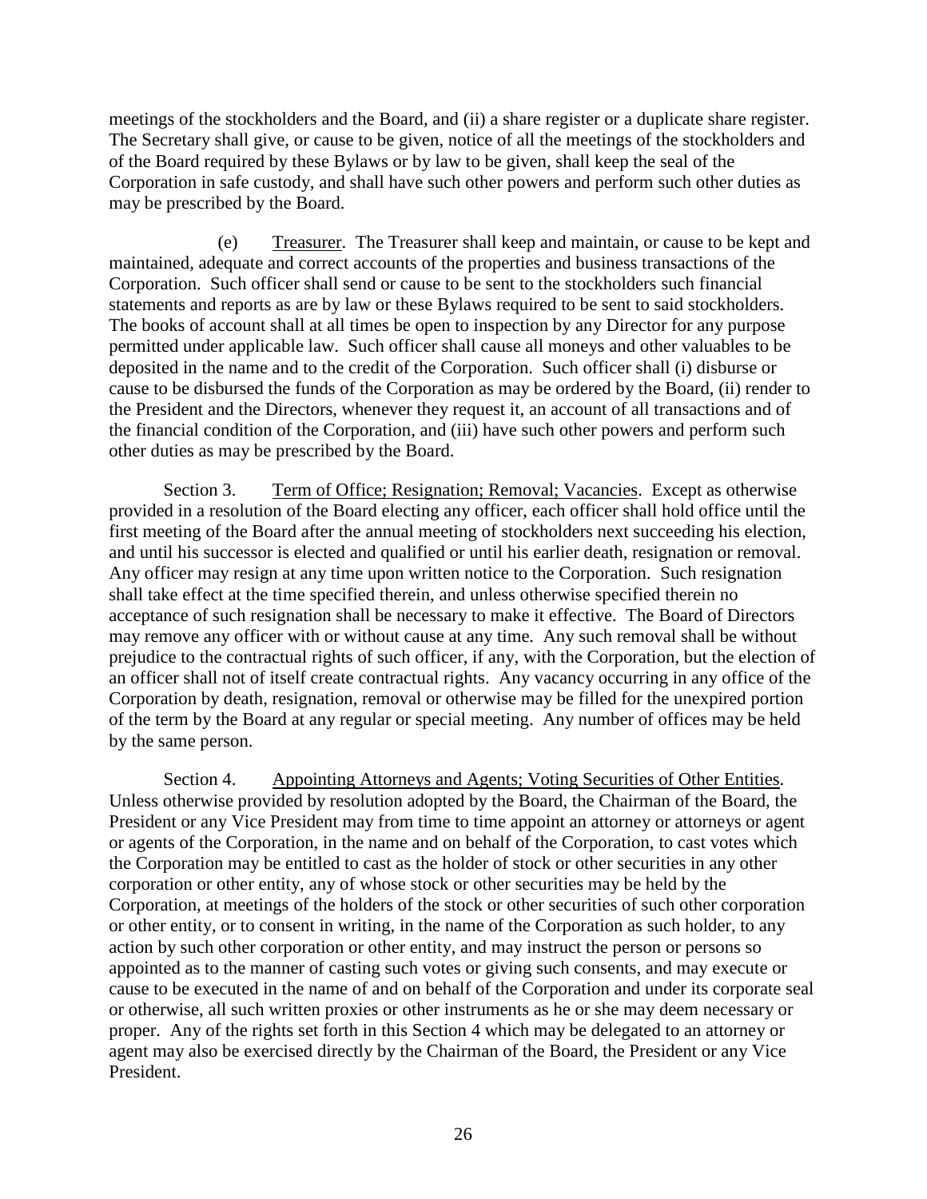meetings of the stockholders and the Board, and (ii) a share register or a duplicate share register. The Secretary shall give, or cause to be given, notice of all the meetings of the stockholders and of the Board required by these Bylaws or by law to be given, shall keep the seal of the Corporation in safe custody, and shall have such other powers and perform such other duties as may be prescribed by the Board.

(e) Treasurer. The Treasurer shall keep and maintain, or cause to be kept and maintained, adequate and correct accounts of the properties and business transactions of the Corporation. Such officer shall send or cause to be sent to the stockholders such financial statements and reports as are by law or these Bylaws required to be sent to said stockholders. The books of account shall at all times be open to inspection by any Director for any purpose permitted under applicable law. Such officer shall cause all moneys and other valuables to be deposited in the name and to the credit of the Corporation. Such officer shall (i) disburse or cause to be disbursed the funds of the Corporation as may be ordered by the Board, (ii) render to the President and the Directors, whenever they request it, an account of all transactions and of the financial condition of the Corporation, and (iii) have such other powers and perform such other duties as may be prescribed by the Board.

Section 3. Term of Office; Resignation; Removal; Vacancies. Except as otherwise provided in a resolution of the Board electing any officer, each officer shall hold office until the first meeting of the Board after the annual meeting of stockholders next succeeding his election, and until his successor is elected and qualified or until his earlier death, resignation or removal. Any officer may resign at any time upon written notice to the Corporation. Such resignation shall take effect at the time specified therein, and unless otherwise specified therein no acceptance of such resignation shall be necessary to make it effective. The Board of Directors may remove any officer with or without cause at any time. Any such removal shall be without prejudice to the contractual rights of such officer, if any, with the Corporation, but the election of an officer shall not of itself create contractual rights. Any vacancy occurring in any office of the Corporation by death, resignation, removal or otherwise may be filled for the unexpired portion of the term by the Board at any regular or special meeting. Any number of offices may be held by the same person.

Section 4. Appointing Attorneys and Agents; Voting Securities of Other Entities. Unless otherwise provided by resolution adopted by the Board, the Chairman of the Board, the President or any Vice President may from time to time appoint an attorney or attorneys or agent or agents of the Corporation, in the name and on behalf of the Corporation, to cast votes which the Corporation may be entitled to cast as the holder of stock or other securities in any other corporation or other entity, any of whose stock or other securities may be held by the Corporation, at meetings of the holders of the stock or other securities of such other corporation or other entity, or to consent in writing, in the name of the Corporation as such holder, to any action by such other corporation or other entity, and may instruct the person or persons so appointed as to the manner of casting such votes or giving such consents, and may execute or cause to be executed in the name of and on behalf of the Corporation and under its corporate seal or otherwise, all such written proxies or other instruments as he or she may deem necessary or proper. Any of the rights set forth in this Section 4 which may be delegated to an attorney or agent may also be exercised directly by the Chairman of the Board, the President or any Vice President.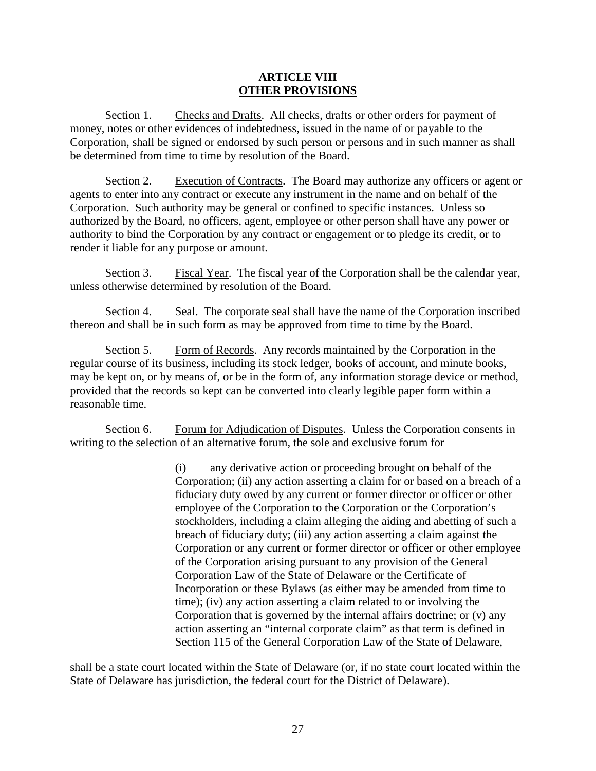# ARTICLE VIII
## OTHER PROVISIONS

Section 1. Checks and Drafts. All checks, drafts or other orders for payment of money, notes or other evidences of indebtedness, issued in the name of or payable to the Corporation, shall be signed or endorsed by such person or persons and in such manner as shall be determined from time to time by resolution of the Board.

Section 2. Execution of Contracts. The Board may authorize any officers or agent or agents to enter into any contract or execute any instrument in the name and on behalf of the Corporation. Such authority may be general or confined to specific instances. Unless so authorized by the Board, no officers, agent, employee or other person shall have any power or authority to bind the Corporation by any contract or engagement or to pledge its credit, or to render it liable for any purpose or amount.

Section 3. Fiscal Year. The fiscal year of the Corporation shall be the calendar year, unless otherwise determined by resolution of the Board.

Section 4. Seal. The corporate seal shall have the name of the Corporation inscribed thereon and shall be in such form as may be approved from time to time by the Board.

Section 5. Form of Records. Any records maintained by the Corporation in the regular course of its business, including its stock ledger, books of account, and minute books, may be kept on, or by means of, or be in the form of, any information storage device or method, provided that the records so kept can be converted into clearly legible paper form within a reasonable time.

Section 6. Forum for Adjudication of Disputes. Unless the Corporation consents in writing to the selection of an alternative forum, the sole and exclusive forum for

> (i) any derivative action or proceeding brought on behalf of the Corporation; (ii) any action asserting a claim for or based on a breach of a fiduciary duty owed by any current or former director or officer or other employee of the Corporation to the Corporation or the Corporation's stockholders, including a claim alleging the aiding and abetting of such a breach of fiduciary duty; (iii) any action asserting a claim against the Corporation or any current or former director or officer or other employee of the Corporation arising pursuant to any provision of the General Corporation Law of the State of Delaware or the Certificate of Incorporation or these Bylaws (as either may be amended from time to time); (iv) any action asserting a claim related to or involving the Corporation that is governed by the internal affairs doctrine; or (v) any action asserting an "internal corporate claim" as that term is defined in Section 115 of the General Corporation Law of the State of Delaware,

shall be a state court located within the State of Delaware (or, if no state court located within the State of Delaware has jurisdiction, the federal court for the District of Delaware).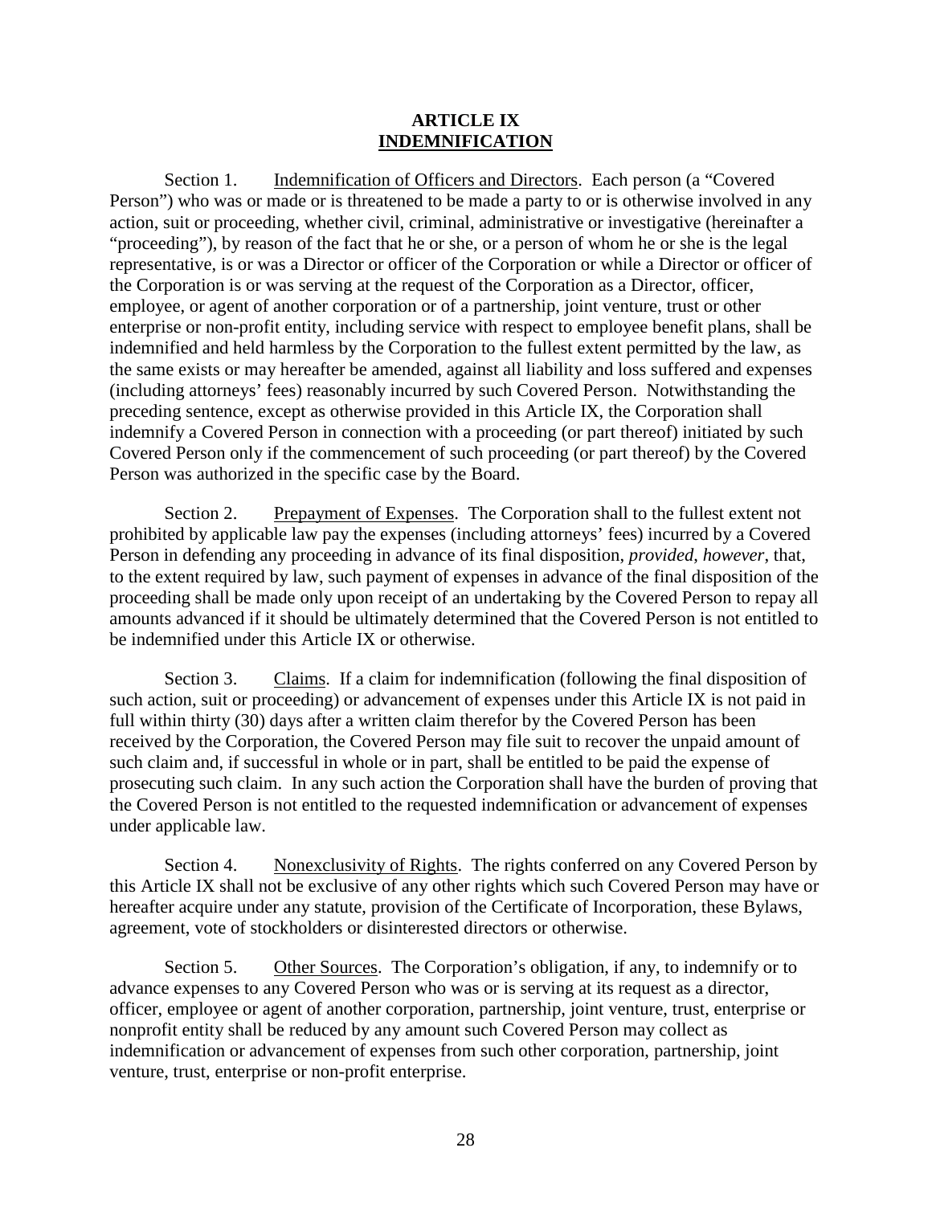## ARTICLE IX
## INDEMNIFICATION

Section 1. Indemnification of Officers and Directors. Each person (a "Covered Person") who was or made or is threatened to be made a party to or is otherwise involved in any action, suit or proceeding, whether civil, criminal, administrative or investigative (hereinafter a "proceeding"), by reason of the fact that he or she, or a person of whom he or she is the legal representative, is or was a Director or officer of the Corporation or while a Director or officer of the Corporation is or was serving at the request of the Corporation as a Director, officer, employee, or agent of another corporation or of a partnership, joint venture, trust or other enterprise or non-profit entity, including service with respect to employee benefit plans, shall be indemnified and held harmless by the Corporation to the fullest extent permitted by the law, as the same exists or may hereafter be amended, against all liability and loss suffered and expenses (including attorneys' fees) reasonably incurred by such Covered Person. Notwithstanding the preceding sentence, except as otherwise provided in this Article IX, the Corporation shall indemnify a Covered Person in connection with a proceeding (or part thereof) initiated by such Covered Person only if the commencement of such proceeding (or part thereof) by the Covered Person was authorized in the specific case by the Board.

Section 2. Prepayment of Expenses. The Corporation shall to the fullest extent not prohibited by applicable law pay the expenses (including attorneys' fees) incurred by a Covered Person in defending any proceeding in advance of its final disposition, *provided*, *however*, that, to the extent required by law, such payment of expenses in advance of the final disposition of the proceeding shall be made only upon receipt of an undertaking by the Covered Person to repay all amounts advanced if it should be ultimately determined that the Covered Person is not entitled to be indemnified under this Article IX or otherwise.

Section 3. Claims. If a claim for indemnification (following the final disposition of such action, suit or proceeding) or advancement of expenses under this Article IX is not paid in full within thirty (30) days after a written claim therefor by the Covered Person has been received by the Corporation, the Covered Person may file suit to recover the unpaid amount of such claim and, if successful in whole or in part, shall be entitled to be paid the expense of prosecuting such claim. In any such action the Corporation shall have the burden of proving that the Covered Person is not entitled to the requested indemnification or advancement of expenses under applicable law.

Section 4. Nonexclusivity of Rights. The rights conferred on any Covered Person by this Article IX shall not be exclusive of any other rights which such Covered Person may have or hereafter acquire under any statute, provision of the Certificate of Incorporation, these Bylaws, agreement, vote of stockholders or disinterested directors or otherwise.

Section 5. Other Sources. The Corporation's obligation, if any, to indemnify or to advance expenses to any Covered Person who was or is serving at its request as a director, officer, employee or agent of another corporation, partnership, joint venture, trust, enterprise or nonprofit entity shall be reduced by any amount such Covered Person may collect as indemnification or advancement of expenses from such other corporation, partnership, joint venture, trust, enterprise or non-profit enterprise.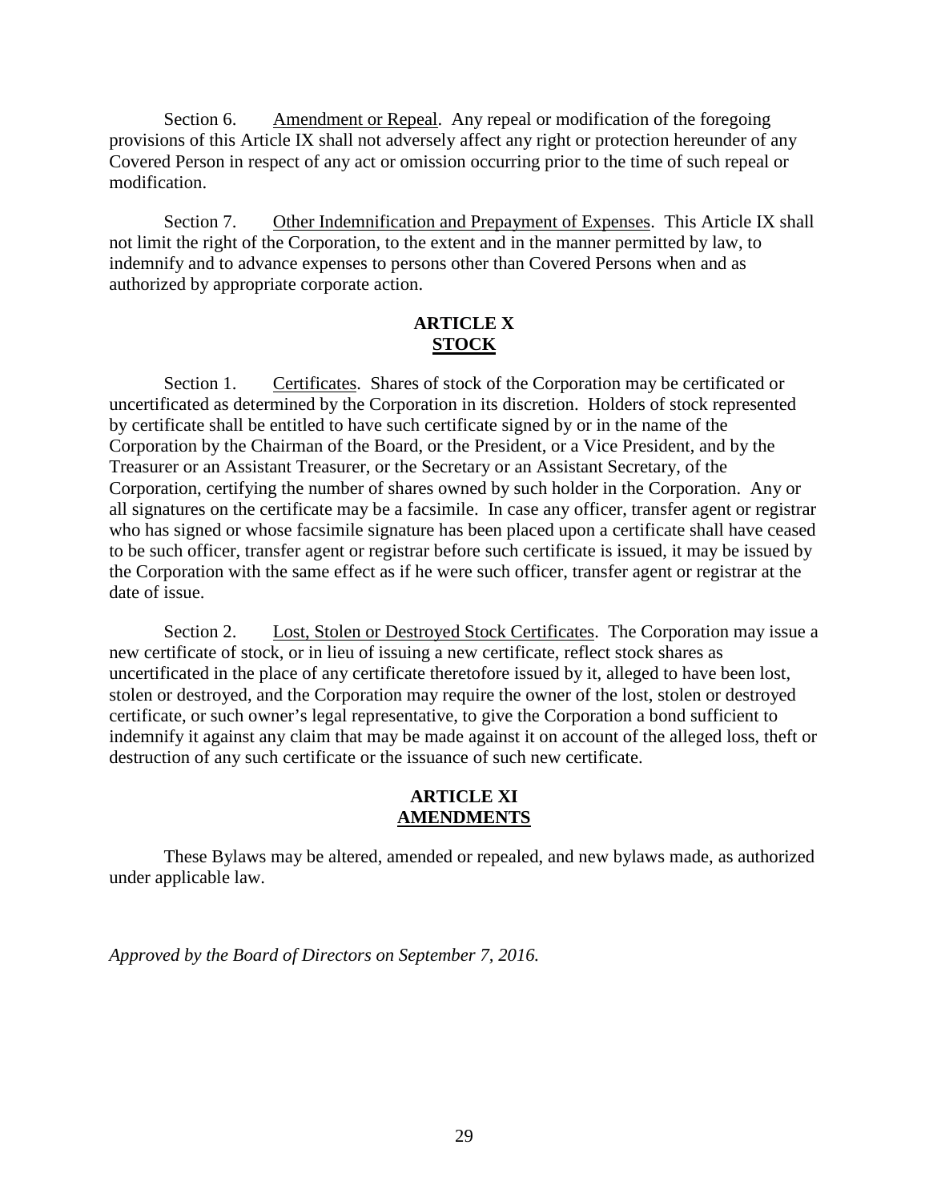Section 6. <u>Amendment or Repeal</u>. Any repeal or modification of the foregoing provisions of this Article IX shall not adversely affect any right or protection hereunder of any Covered Person in respect of any act or omission occurring prior to the time of such repeal or modification.

Section 7. <u>Other Indemnification and Prepayment of Expenses</u>. This Article IX shall not limit the right of the Corporation, to the extent and in the manner permitted by law, to indemnify and to advance expenses to persons other than Covered Persons when and as authorized by appropriate corporate action.

## ARTICLE X
## STOCK

Section 1. <u>Certificates</u>. Shares of stock of the Corporation may be certificated or uncertificated as determined by the Corporation in its discretion. Holders of stock represented by certificate shall be entitled to have such certificate signed by or in the name of the Corporation by the Chairman of the Board, or the President, or a Vice President, and by the Treasurer or an Assistant Treasurer, or the Secretary or an Assistant Secretary, of the Corporation, certifying the number of shares owned by such holder in the Corporation. Any or all signatures on the certificate may be a facsimile. In case any officer, transfer agent or registrar who has signed or whose facsimile signature has been placed upon a certificate shall have ceased to be such officer, transfer agent or registrar before such certificate is issued, it may be issued by the Corporation with the same effect as if he were such officer, transfer agent or registrar at the date of issue.

Section 2. <u>Lost, Stolen or Destroyed Stock Certificates</u>. The Corporation may issue a new certificate of stock, or in lieu of issuing a new certificate, reflect stock shares as uncertificated in the place of any certificate theretofore issued by it, alleged to have been lost, stolen or destroyed, and the Corporation may require the owner of the lost, stolen or destroyed certificate, or such owner's legal representative, to give the Corporation a bond sufficient to indemnify it against any claim that may be made against it on account of the alleged loss, theft or destruction of any such certificate or the issuance of such new certificate.

## ARTICLE XI
## AMENDMENTS

These Bylaws may be altered, amended or repealed, and new bylaws made, as authorized under applicable law.

*Approved by the Board of Directors on September 7, 2016.*